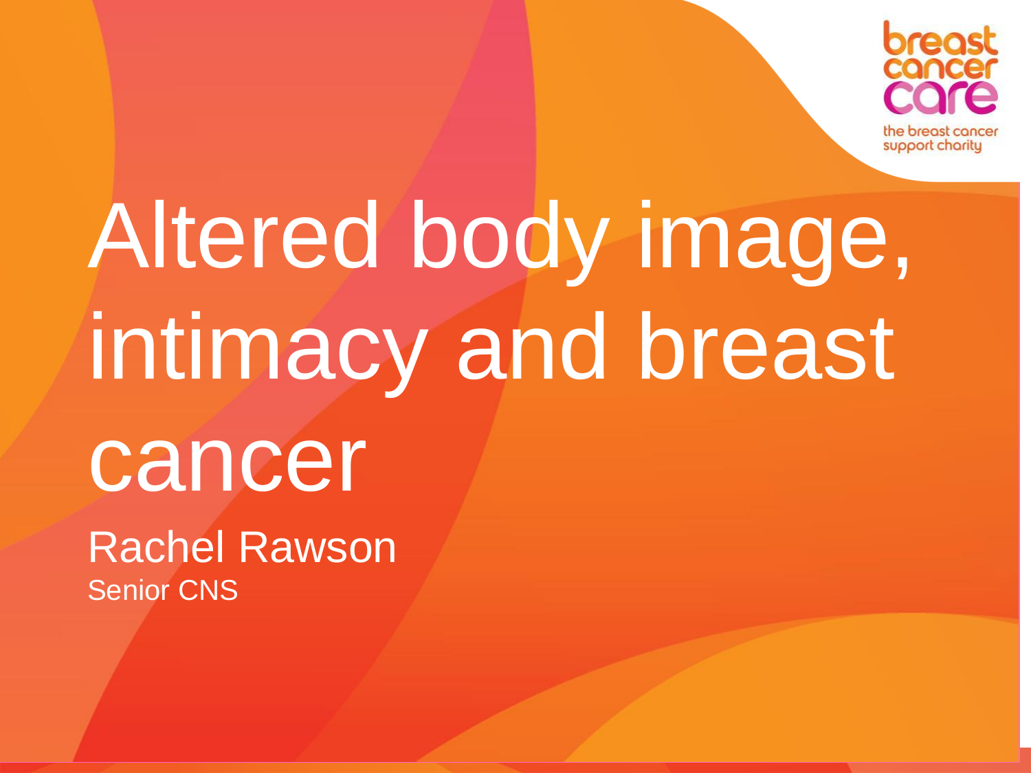# Altered body image, intimacy and breast cancer

Rachel Rawson

Senior CNS

breast cancer care

the breast cancer support charity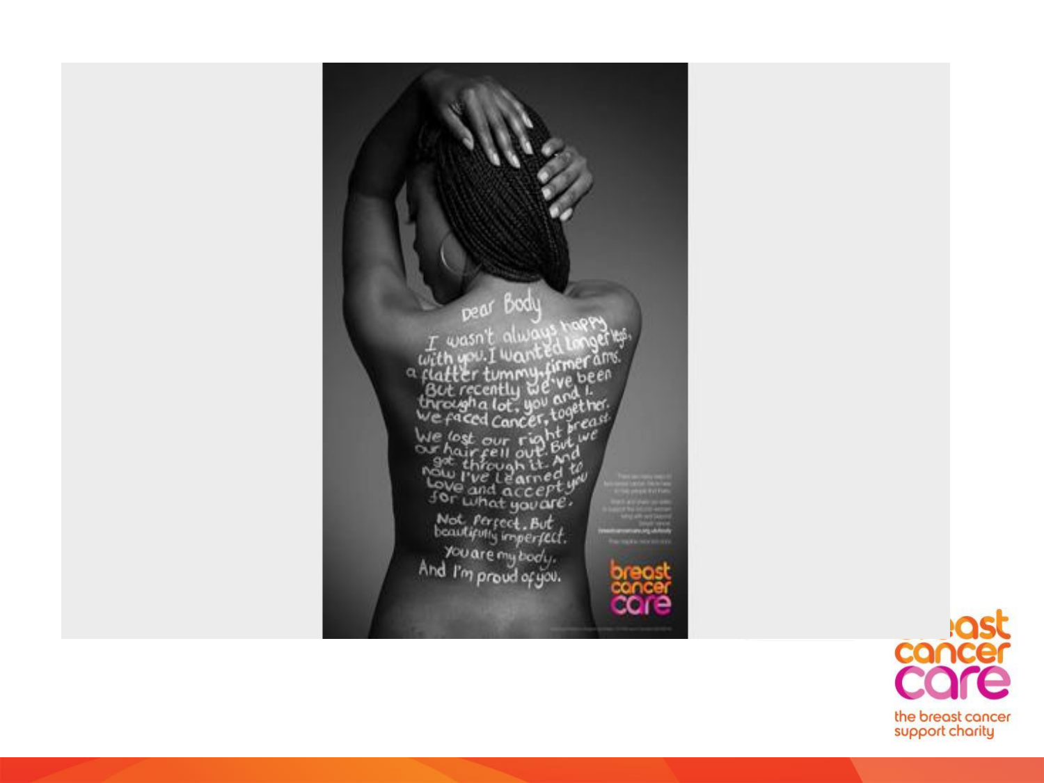Dear Body

I wasn't always happy with you. I wanted longer legs, a flatter tummy, firmer arms. But recently we've been through a lot, you and I. We faced cancer, together. We lost our right breast. Our hair fell out. But we got through it. And now I've learned to love and accept you for what you are.

Not perfect. But beautifully imperfect.

You are my body.

And I'm proud of you.

breast cancer care

breast cancer care

the breast cancer support charity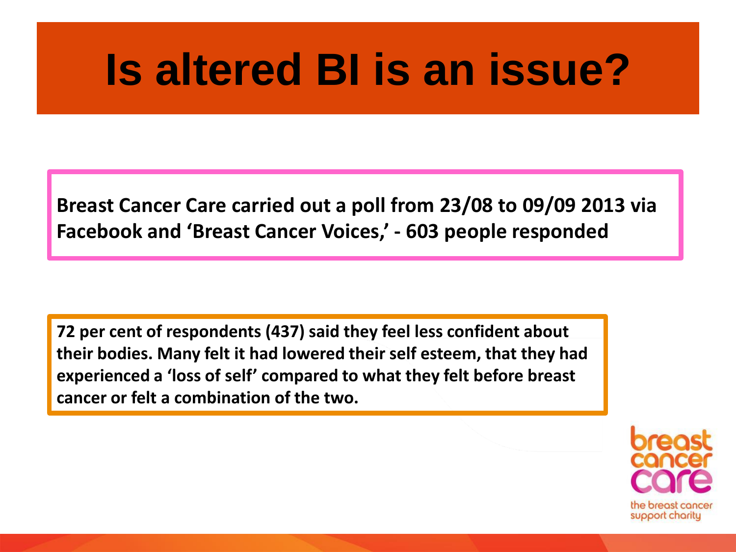# Is altered BI is an issue?

**Breast Cancer Care carried out a poll from 23/08 to 09/09 2013 via Facebook and 'Breast Cancer Voices,' - 603 people responded**

**72 per cent of respondents (437) said they feel less confident about their bodies. Many felt it had lowered their self esteem, that they had experienced a 'loss of self' compared to what they felt before breast cancer or felt a combination of the two.**

breast cancer care

the breast cancer support charity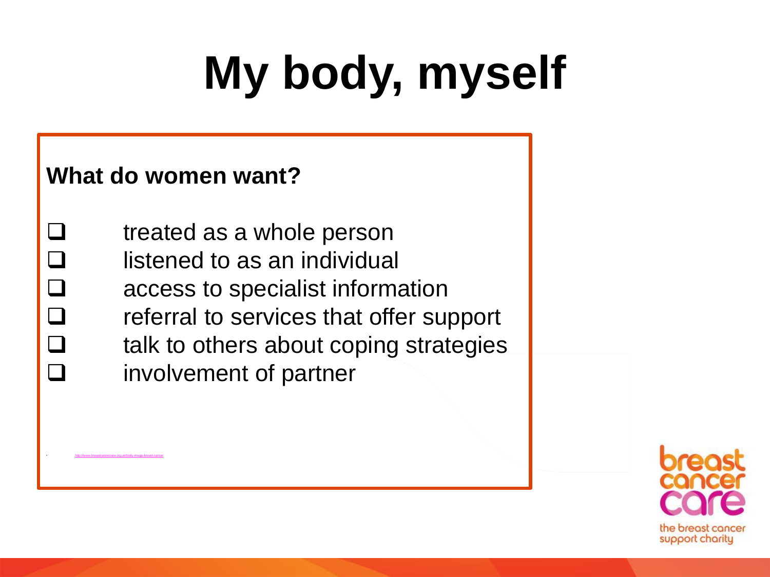# My body, myself

**What do women want?**

- [ ] treated as a whole person
- [ ] listened to as an individual
- [ ] access to specialist information
- [ ] referral to services that offer support
- [ ] talk to others about coping strategies
- [ ] involvement of partner

http://www.breastcancercare.org.uk/body-image-breast-cancer

breast cancer care

the breast cancer support charity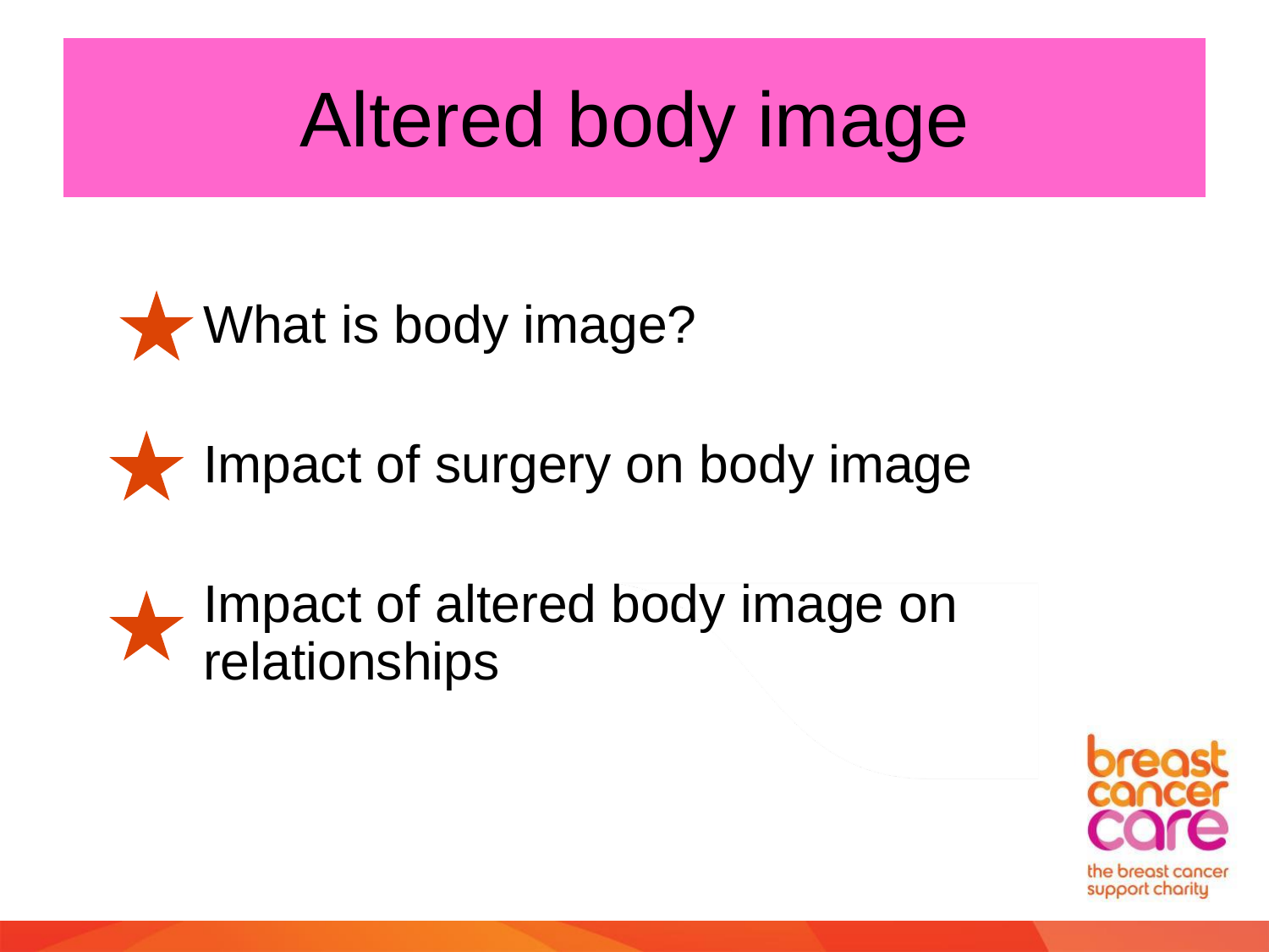# Altered body image

- What is body image?
- Impact of surgery on body image
- Impact of altered body image on relationships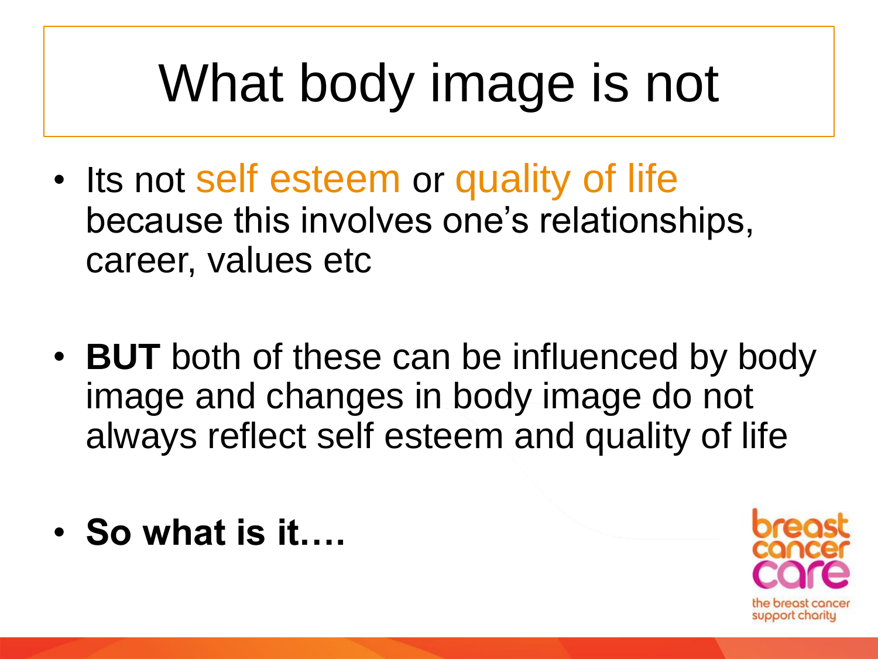# What body image is not

- Its not self esteem or quality of life because this involves one's relationships, career, values etc

- **BUT** both of these can be influenced by body image and changes in body image do not always reflect self esteem and quality of life

- **So what is it….**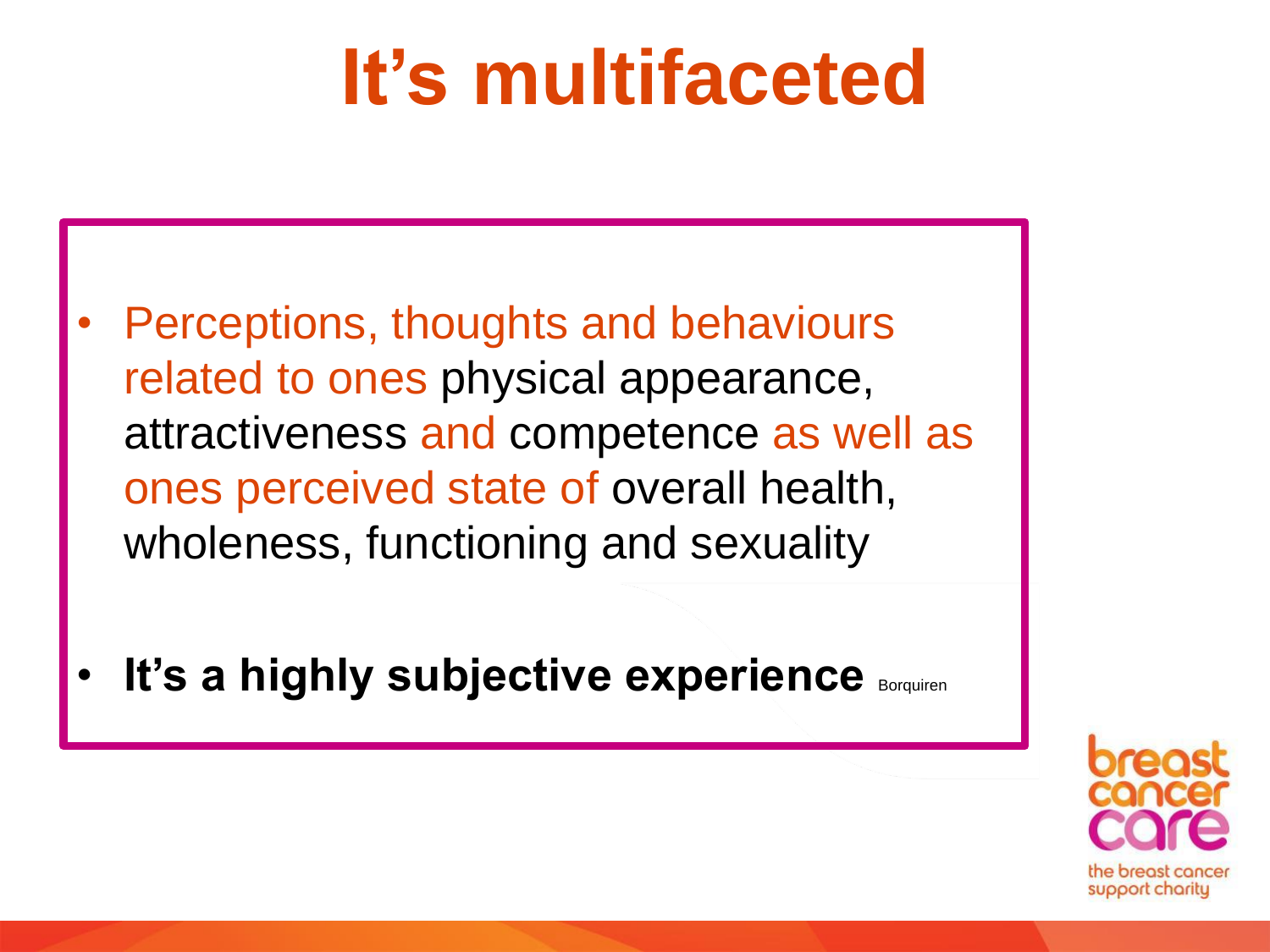# It's multifaceted

- Perceptions, thoughts and behaviours related to ones physical appearance, attractiveness and competence as well as ones perceived state of overall health, wholeness, functioning and sexuality

- **It's a highly subjective experience** Borquiren

breast cancer care

the breast cancer support charity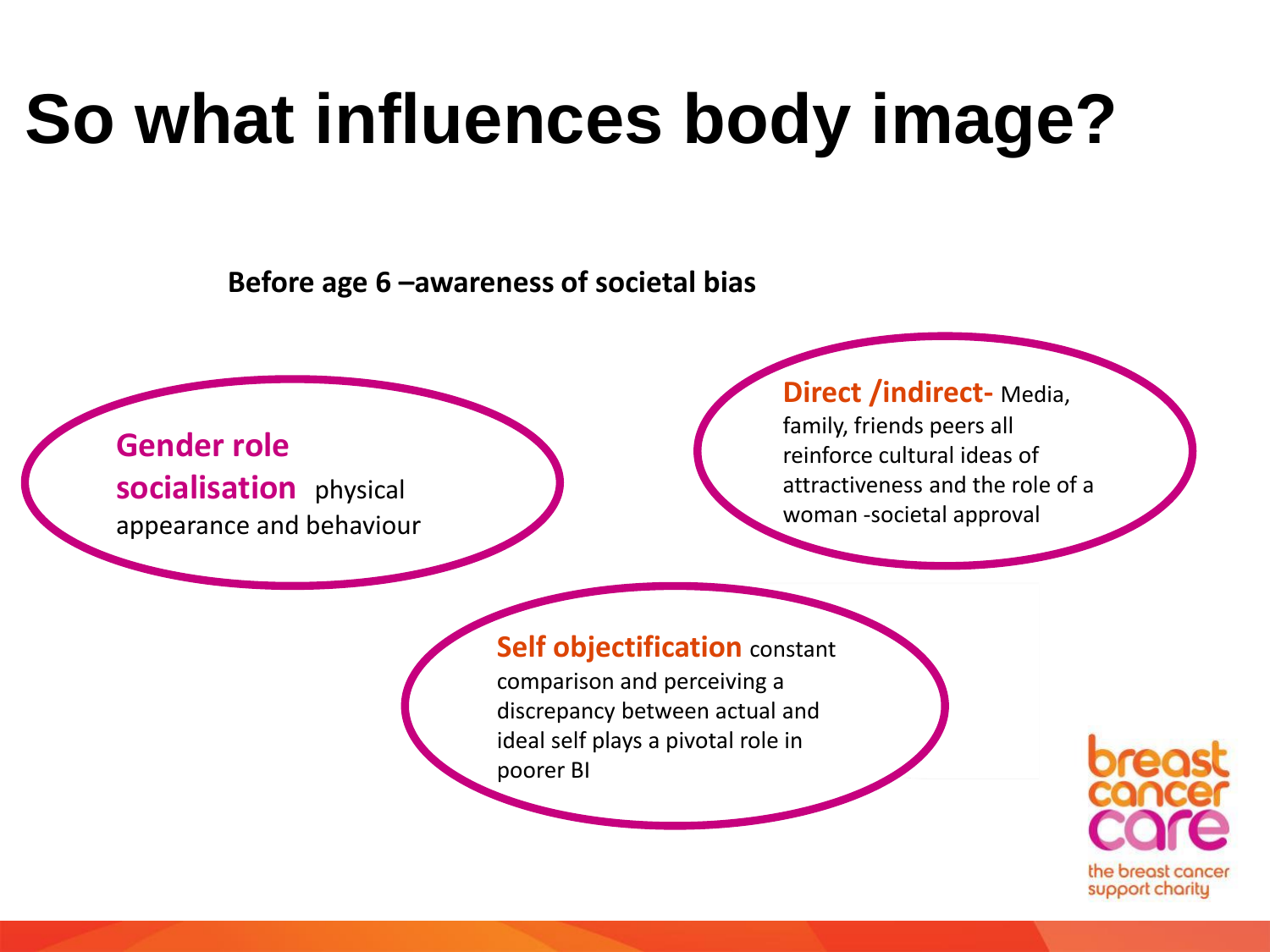# So what influences body image?

**Before age 6 –awareness of societal bias**

**Gender role socialisation** physical appearance and behaviour

**Direct /indirect-** Media, family, friends peers all reinforce cultural ideas of attractiveness and the role of a woman -societal approval

**Self objectification** constant comparison and perceiving a discrepancy between actual and ideal self plays a pivotal role in poorer BI

breast cancer care

the breast cancer support charity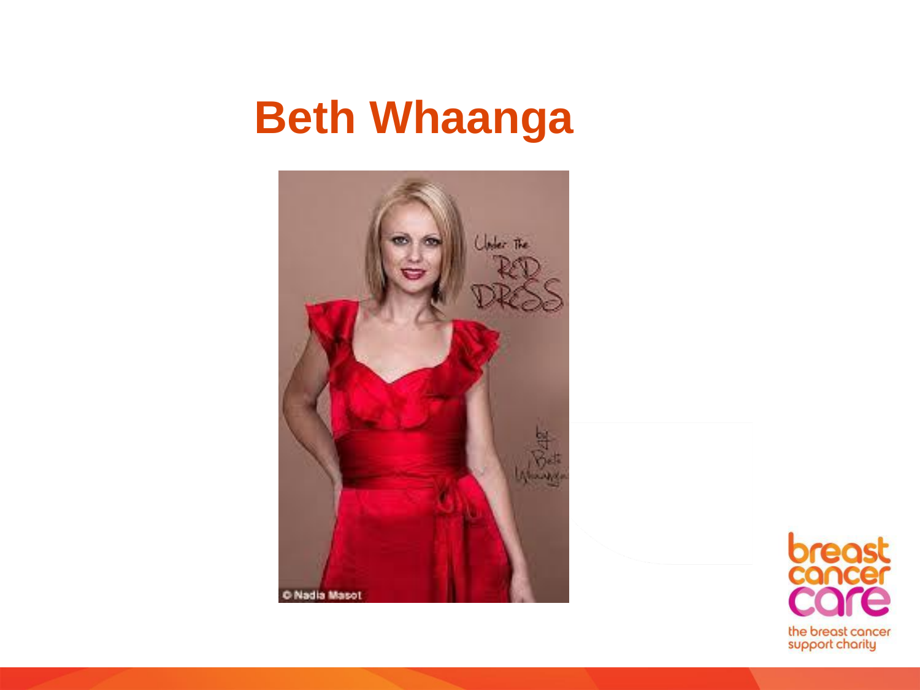# Beth Whaanga

Under the RED DRESS

by Beth Whaanga

© Nadia Masot

breast cancer care

the breast cancer support charity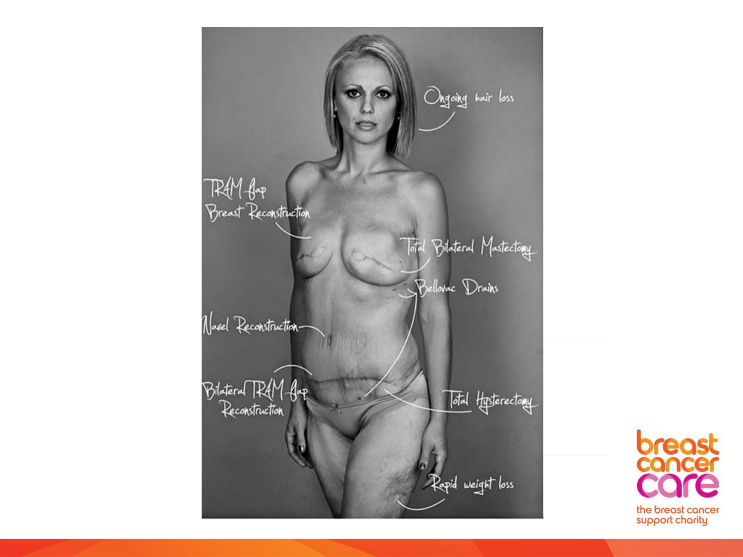Ongoing hair loss

TRAM flap Breast Reconstruction

Total Bilateral Mastectomy

Bellovac Drains

Navel Reconstruction

Bilateral TRAM flap Reconstruction

Total Hysterectomy

Rapid weight loss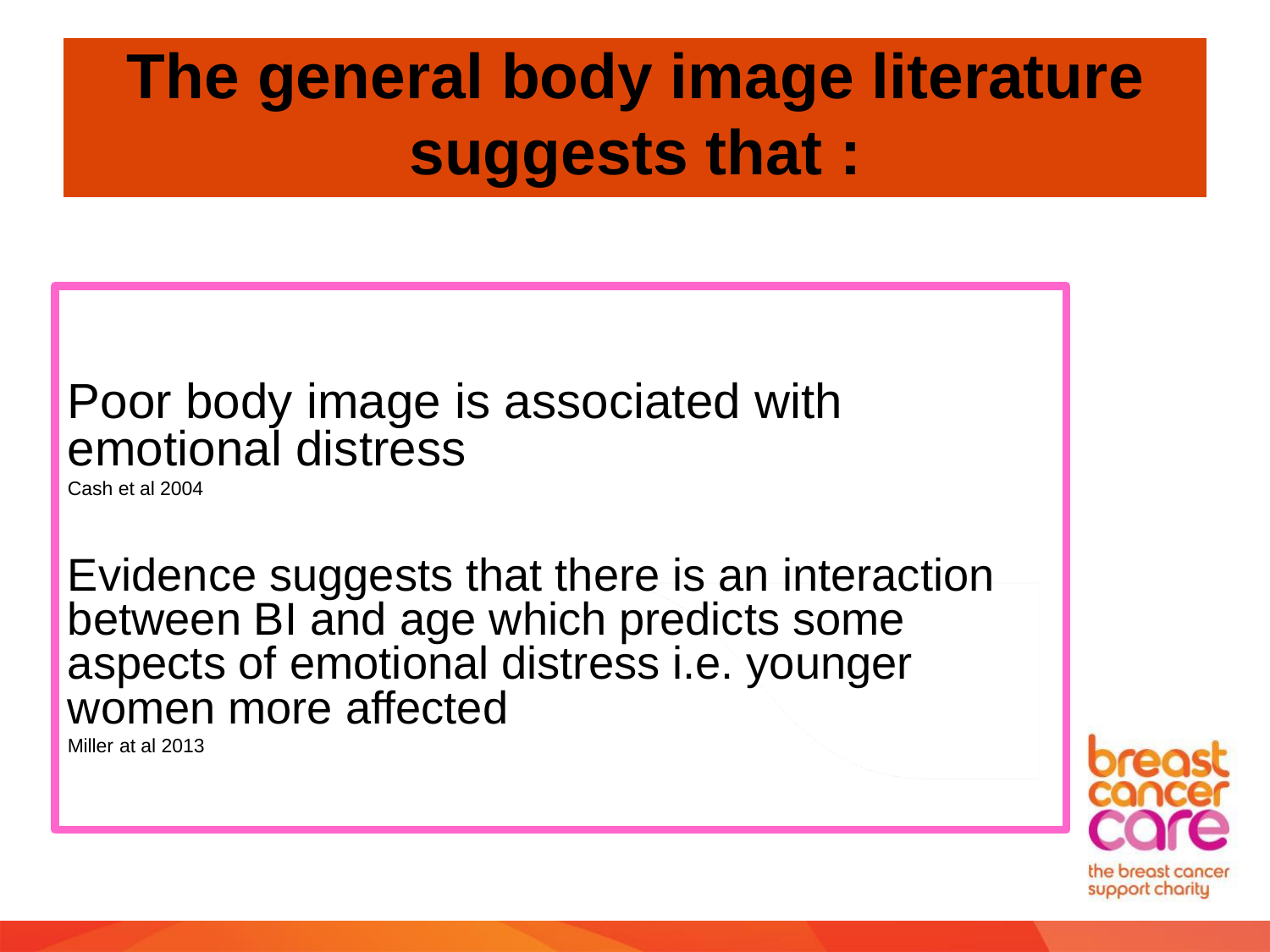# The general body image literature suggests that :

Poor body image is associated with emotional distress

Cash et al 2004

Evidence suggests that there is an interaction between BI and age which predicts some aspects of emotional distress i.e. younger women more affected

Miller at al 2013

breast cancer care

the breast cancer support charity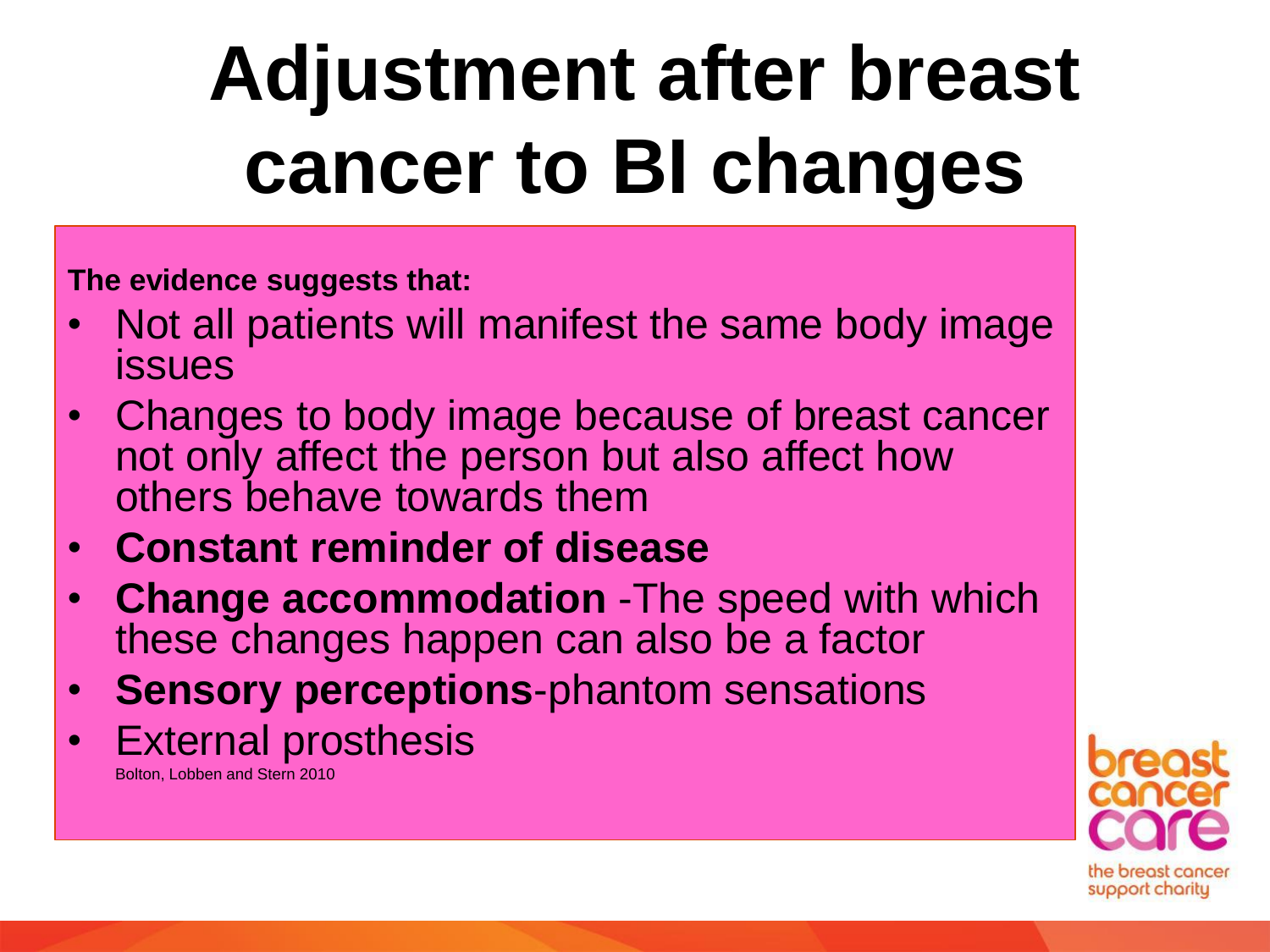# Adjustment after breast cancer to BI changes

**The evidence suggests that:**

- Not all patients will manifest the same body image issues
- Changes to body image because of breast cancer not only affect the person but also affect how others behave towards them
- **Constant reminder of disease**
- **Change accommodation** -The speed with which these changes happen can also be a factor
- **Sensory perceptions**-phantom sensations
- External prosthesis

Bolton, Lobben and Stern 2010

breast cancer care

the breast cancer support charity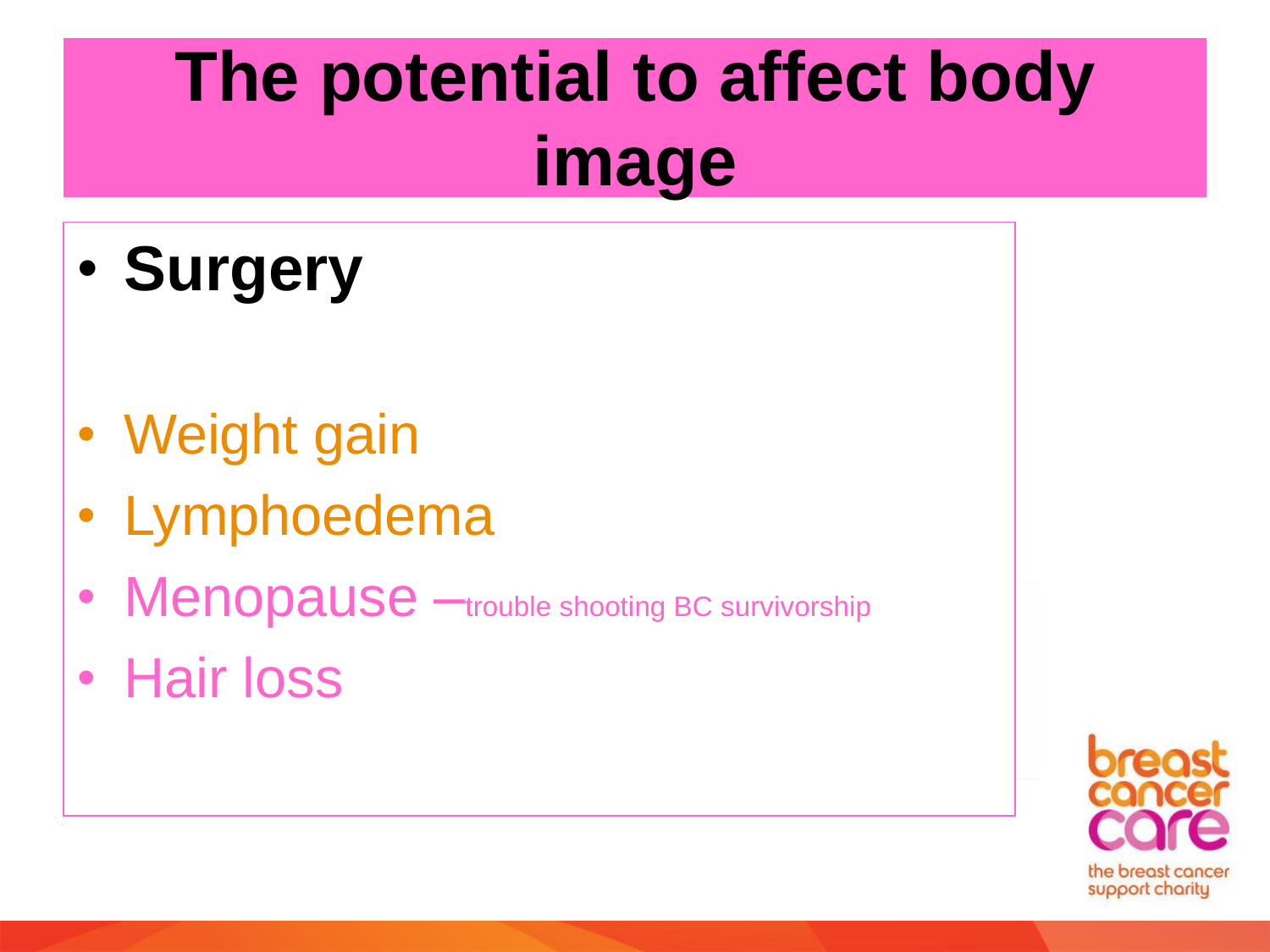# The potential to affect body image

- **Surgery**

- Weight gain
- Lymphoedema
- Menopause –trouble shooting BC survivorship
- Hair loss

breast cancer care

the breast cancer support charity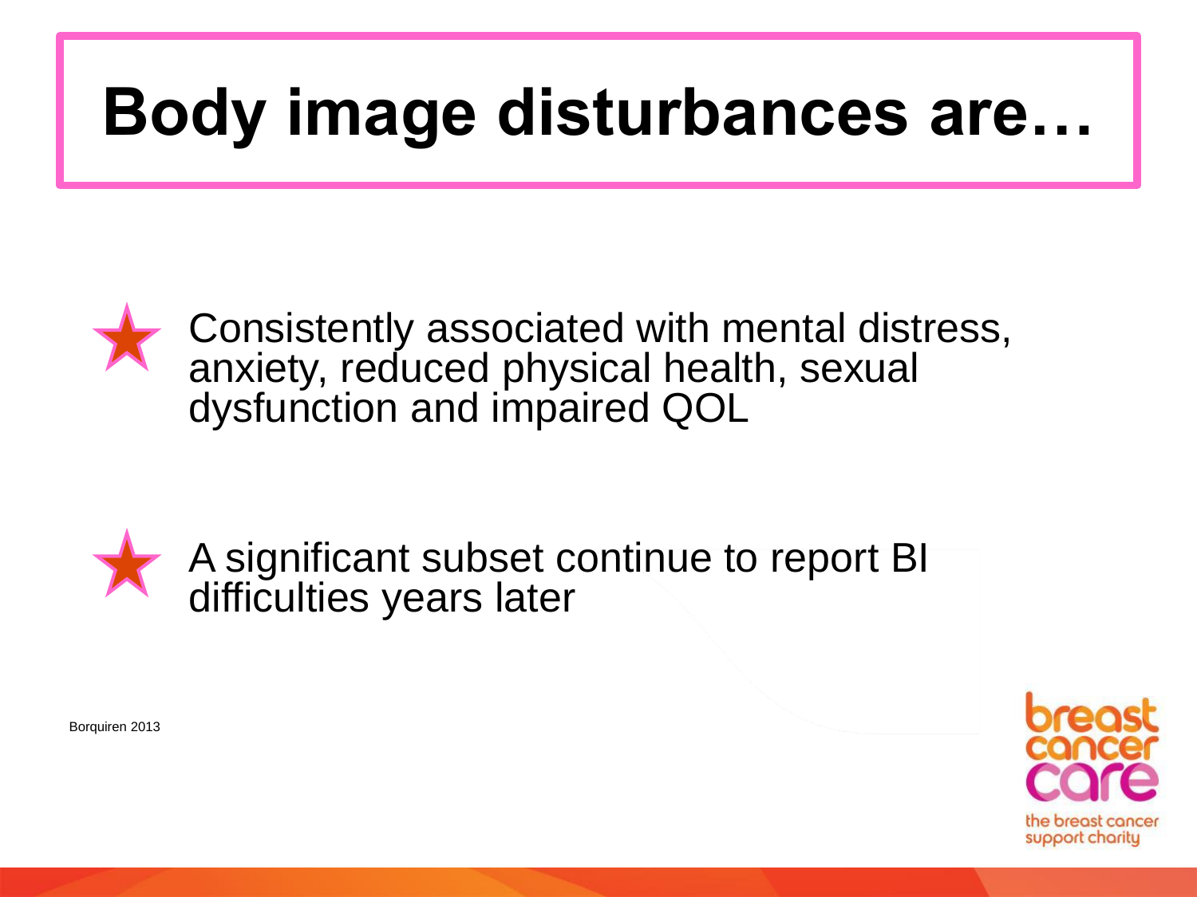# Body image disturbances are…

- Consistently associated with mental distress, anxiety, reduced physical health, sexual dysfunction and impaired QOL

- A significant subset continue to report BI difficulties years later

Borquiren 2013

breast cancer care

the breast cancer support charity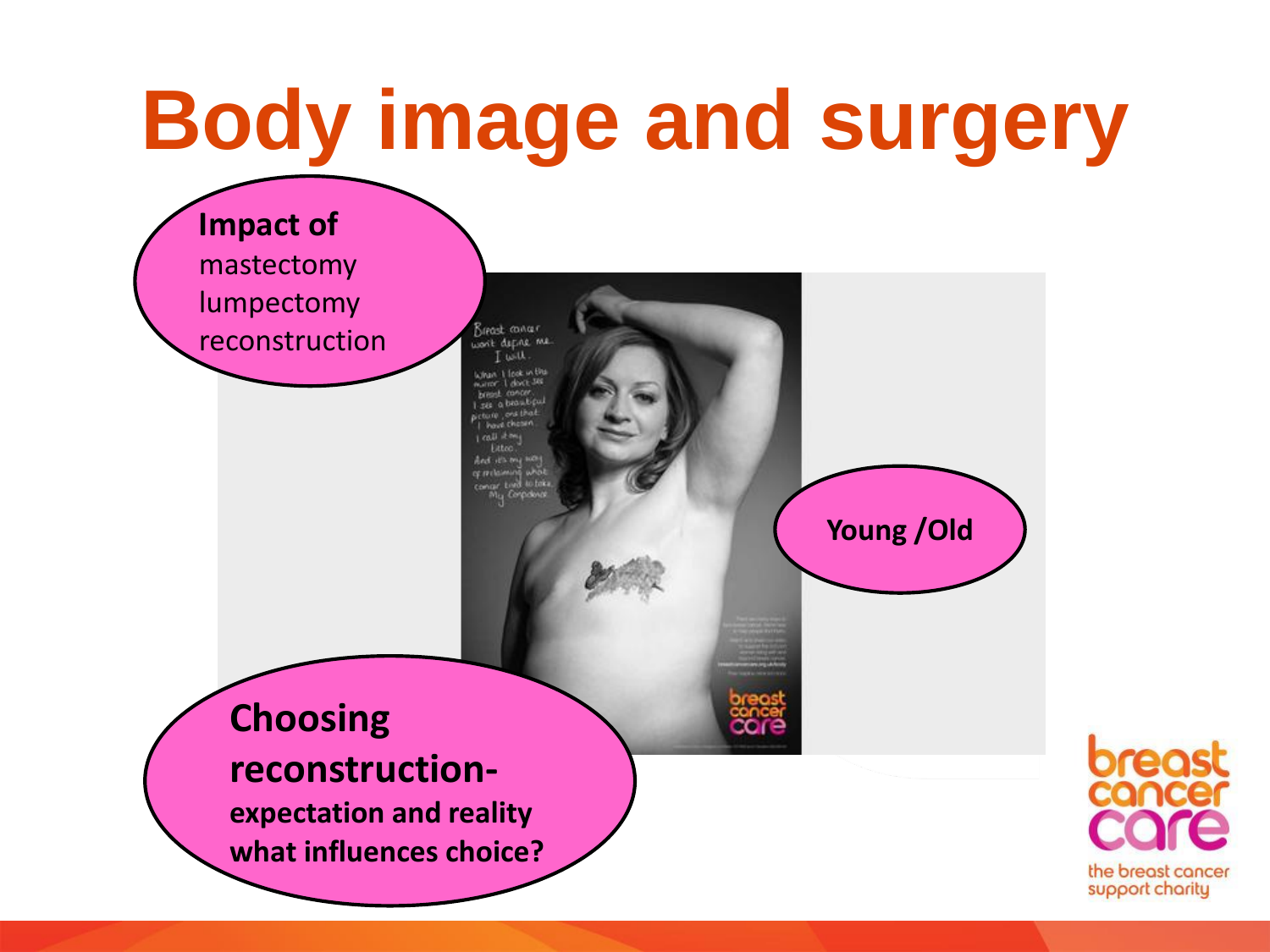# Body image and surgery

**Impact of**
mastectomy
lumpectomy
reconstruction

**Young /Old**

**Choosing reconstruction-**
**expectation and reality**
**what influences choice?**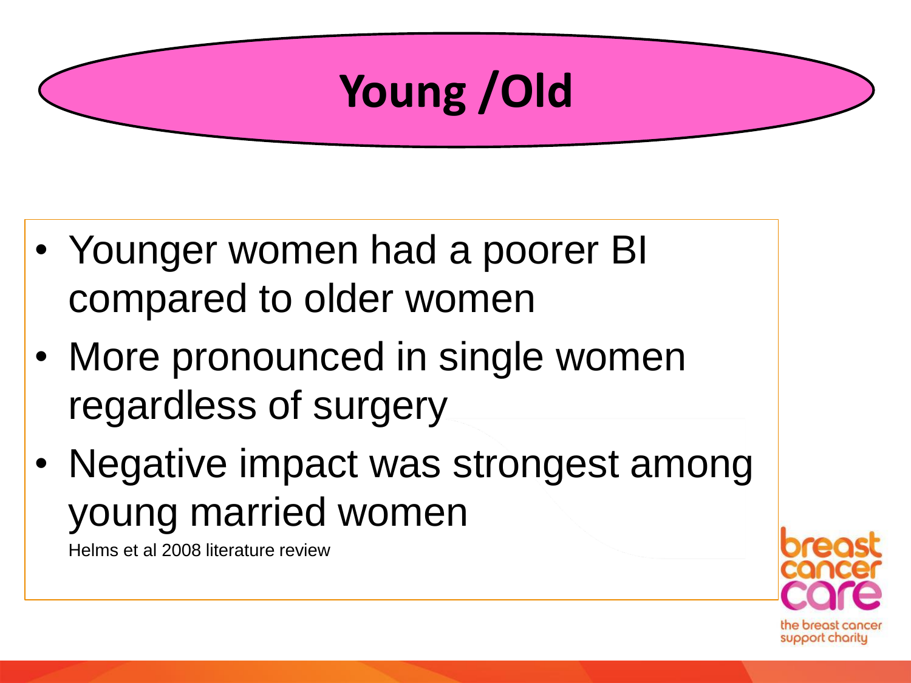# Young /Old

- Younger women had a poorer BI compared to older women
- More pronounced in single women regardless of surgery
- Negative impact was strongest among young married women

Helms et al 2008 literature review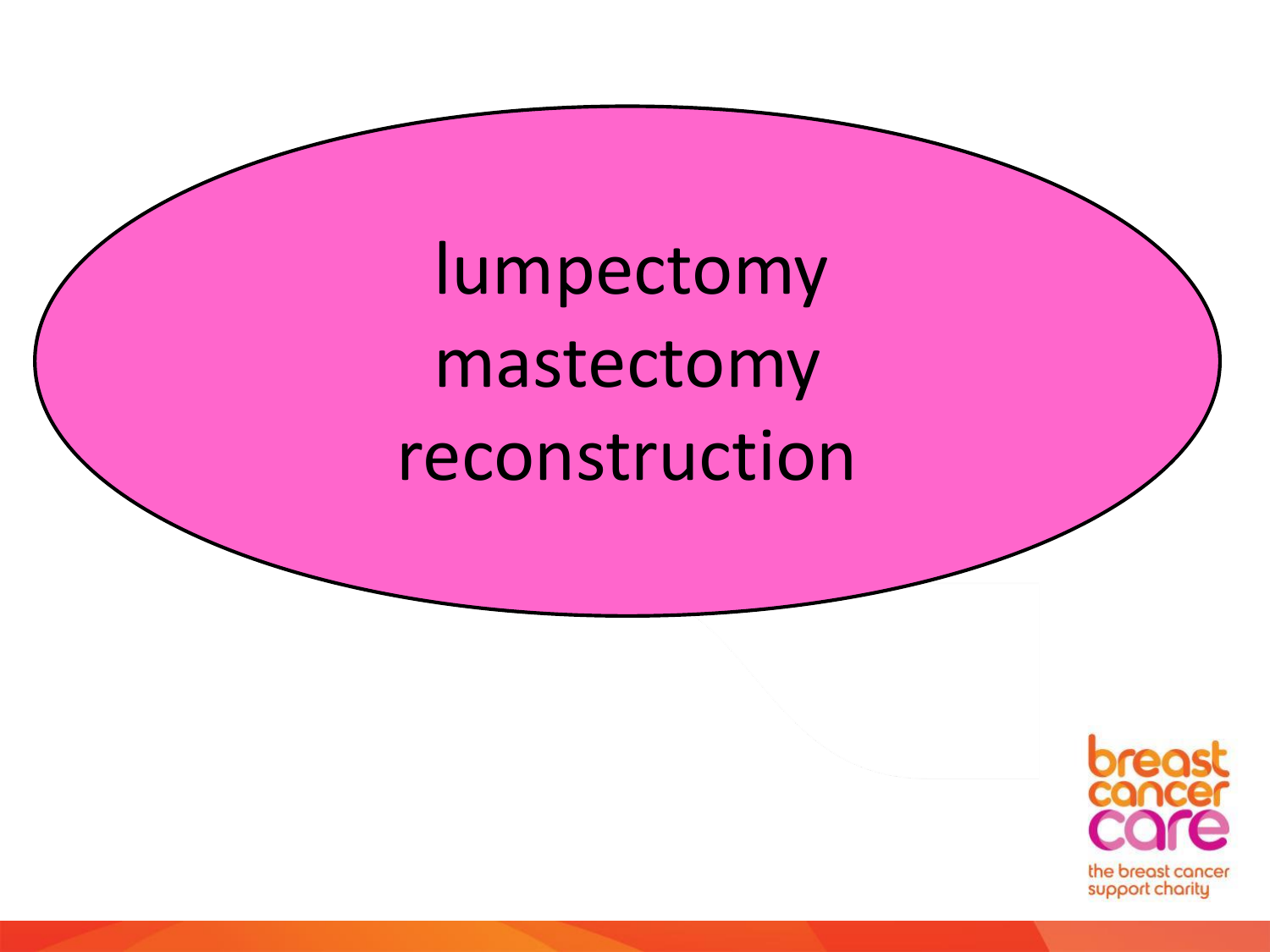lumpectomy
mastectomy
reconstruction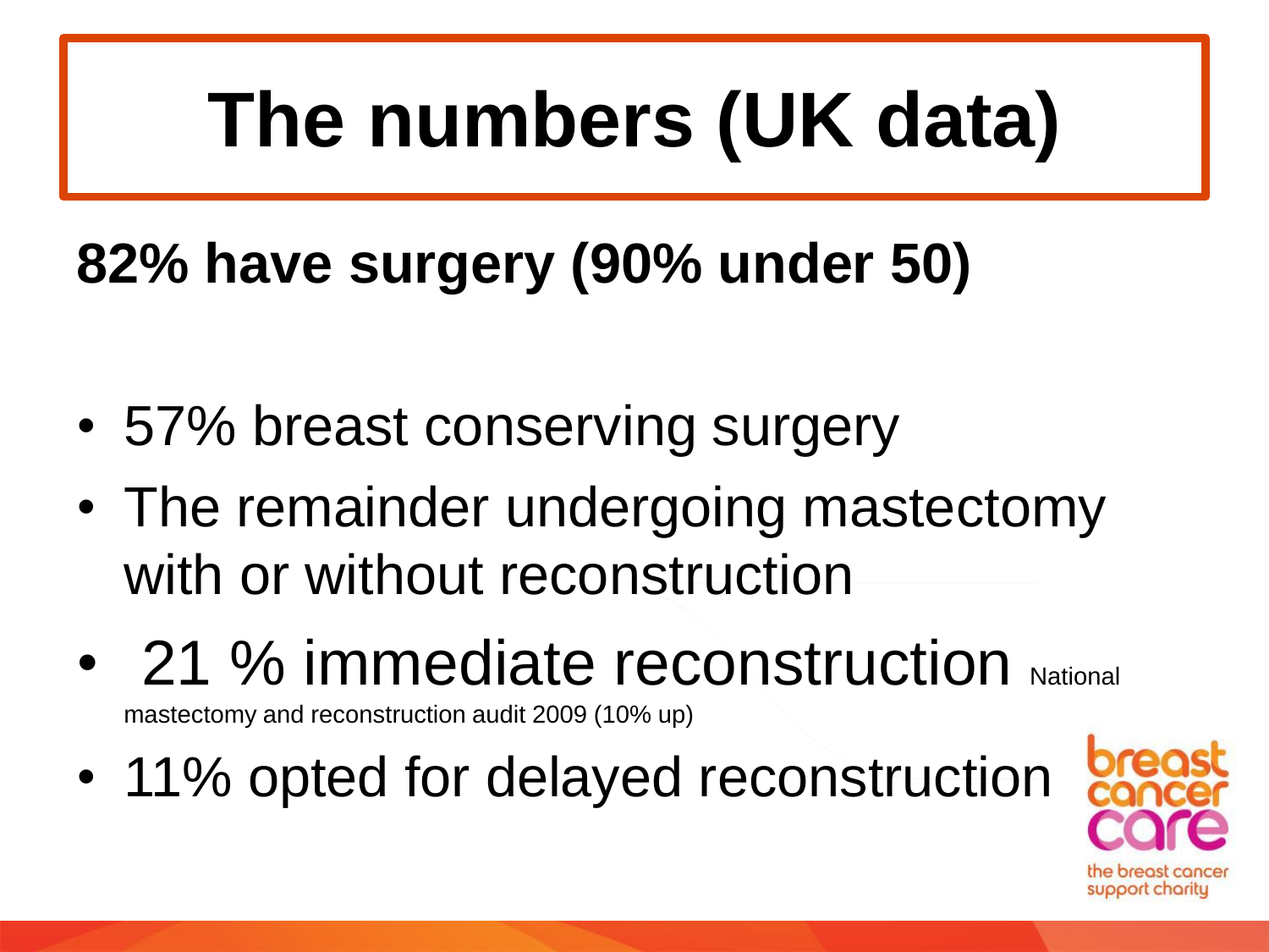# The numbers (UK data)

**82% have surgery (90% under 50)**

- 57% breast conserving surgery
- The remainder undergoing mastectomy with or without reconstruction
- 21 % immediate reconstruction National mastectomy and reconstruction audit 2009 (10% up)
- 11% opted for delayed reconstruction

breast cancer care

the breast cancer support charity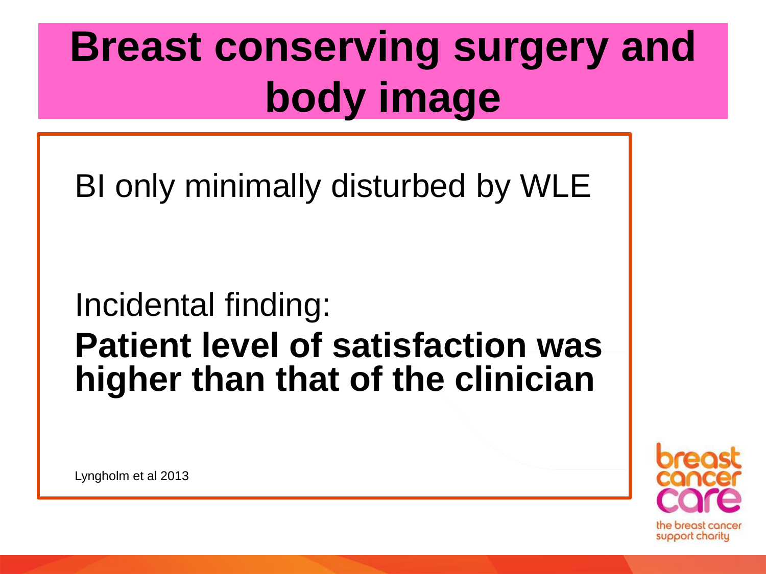# Breast conserving surgery and body image

BI only minimally disturbed by WLE

Incidental finding:

**Patient level of satisfaction was higher than that of the clinician**

Lyngholm et al 2013

breast cancer care

the breast cancer support charity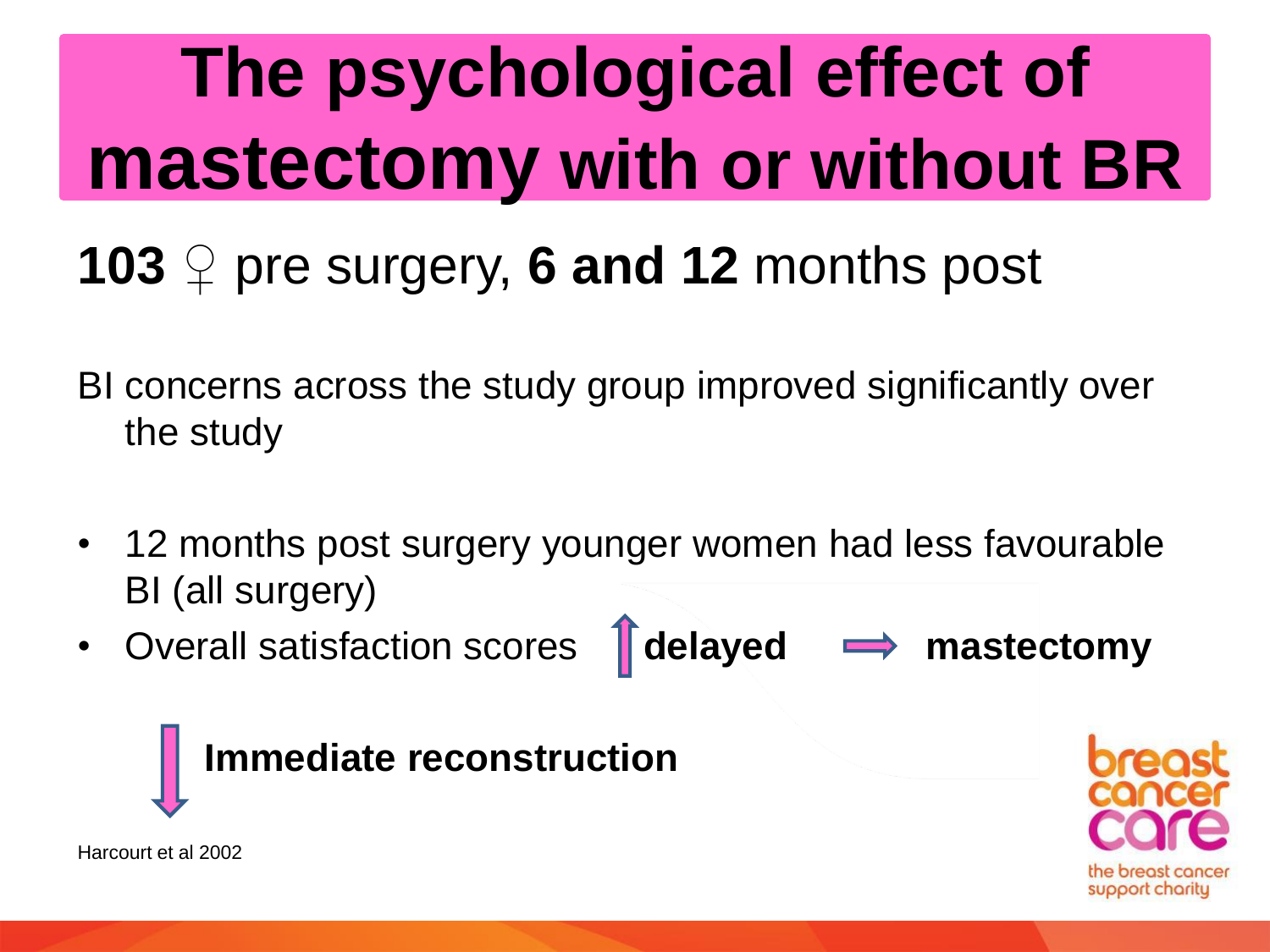# The psychological effect of mastectomy with or without BR

**103** ♀ pre surgery, **6 and 12** months post

BI concerns across the study group improved significantly over the study

- 12 months post surgery younger women had less favourable BI (all surgery)
- Overall satisfaction scores ↑ **delayed** ⇒ **mastectomy**

↓ **Immediate reconstruction**

Harcourt et al 2002

breast cancer care
the breast cancer support charity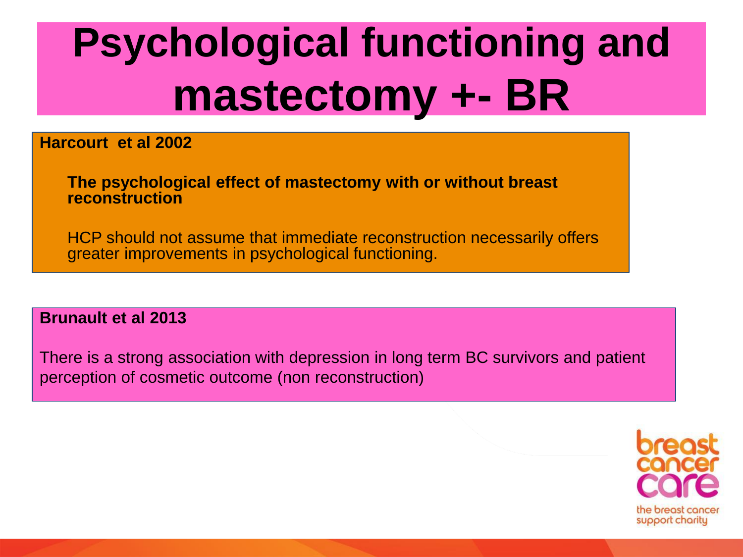# Psychological functioning and mastectomy +- BR

**Harcourt et al 2002**

**The psychological effect of mastectomy with or without breast reconstruction**

HCP should not assume that immediate reconstruction necessarily offers greater improvements in psychological functioning.

**Brunault et al 2013**

There is a strong association with depression in long term BC survivors and patient perception of cosmetic outcome (non reconstruction)

breast cancer care

the breast cancer support charity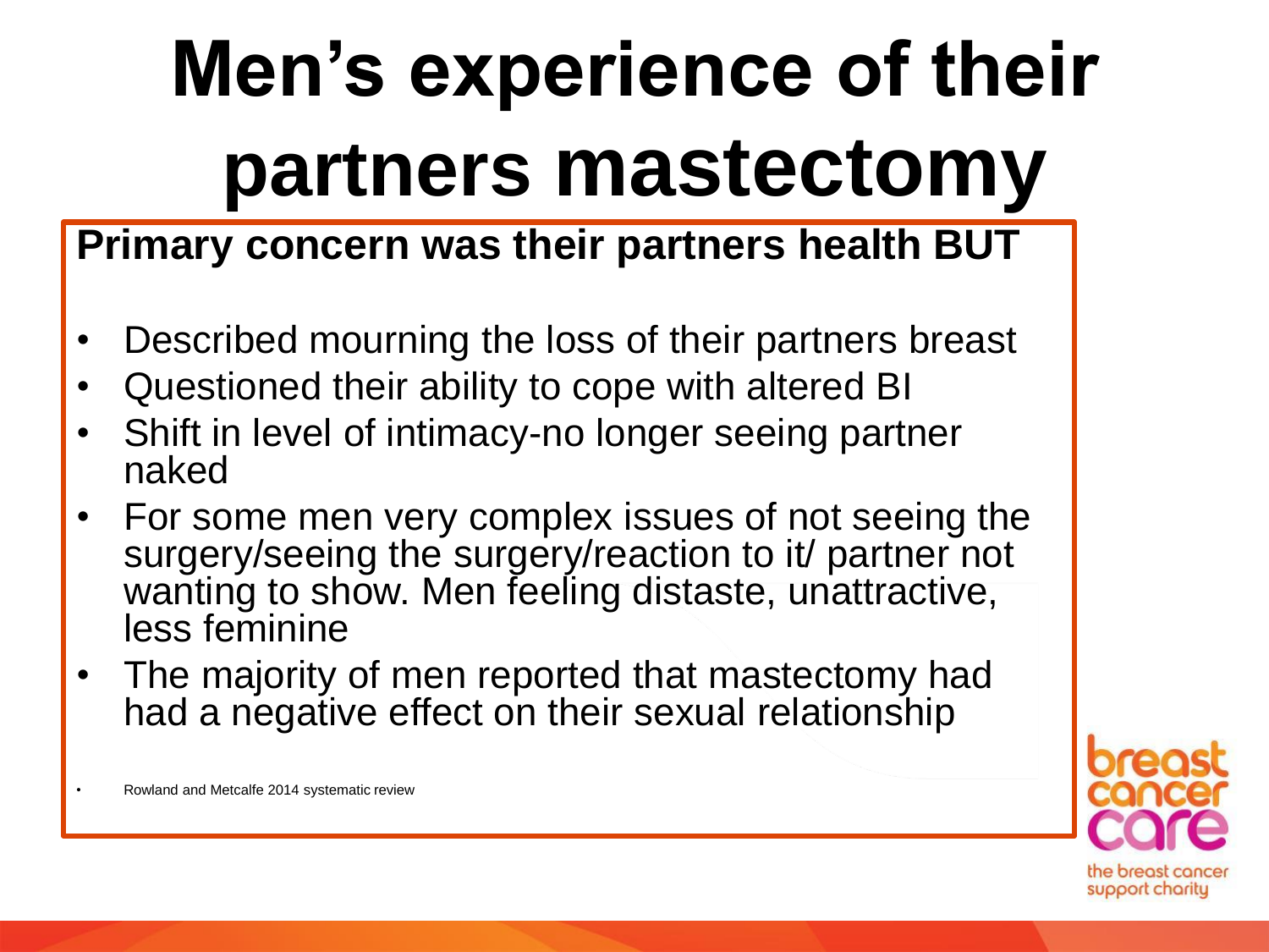# Men's experience of their partners mastectomy

**Primary concern was their partners health BUT**

- Described mourning the loss of their partners breast
- Questioned their ability to cope with altered BI
- Shift in level of intimacy-no longer seeing partner naked
- For some men very complex issues of not seeing the surgery/seeing the surgery/reaction to it/ partner not wanting to show. Men feeling distaste, unattractive, less feminine
- The majority of men reported that mastectomy had had a negative effect on their sexual relationship

- Rowland and Metcalfe 2014 systematic review

breast cancer care

the breast cancer support charity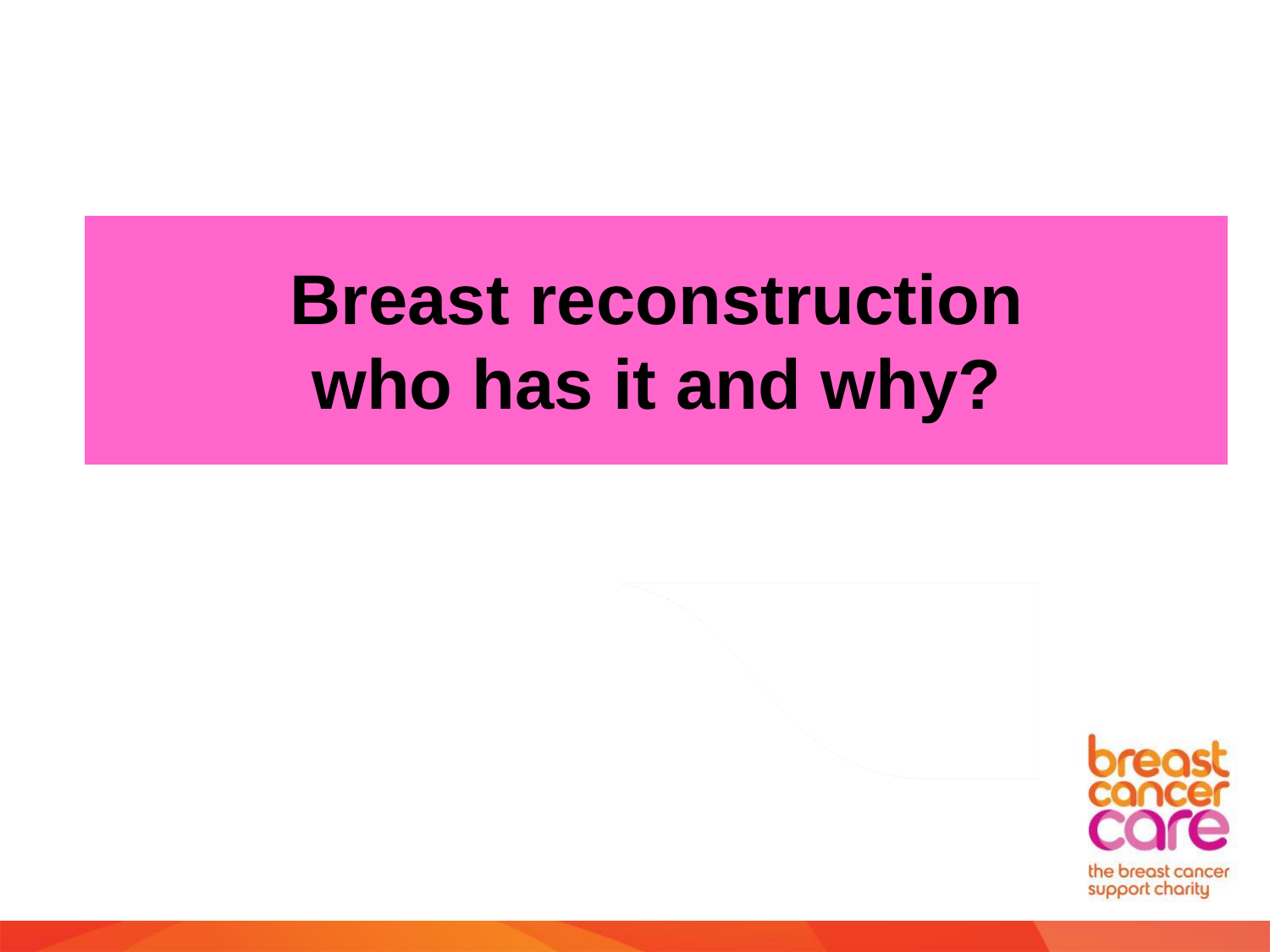# Breast reconstruction who has it and why?

breast cancer care

the breast cancer support charity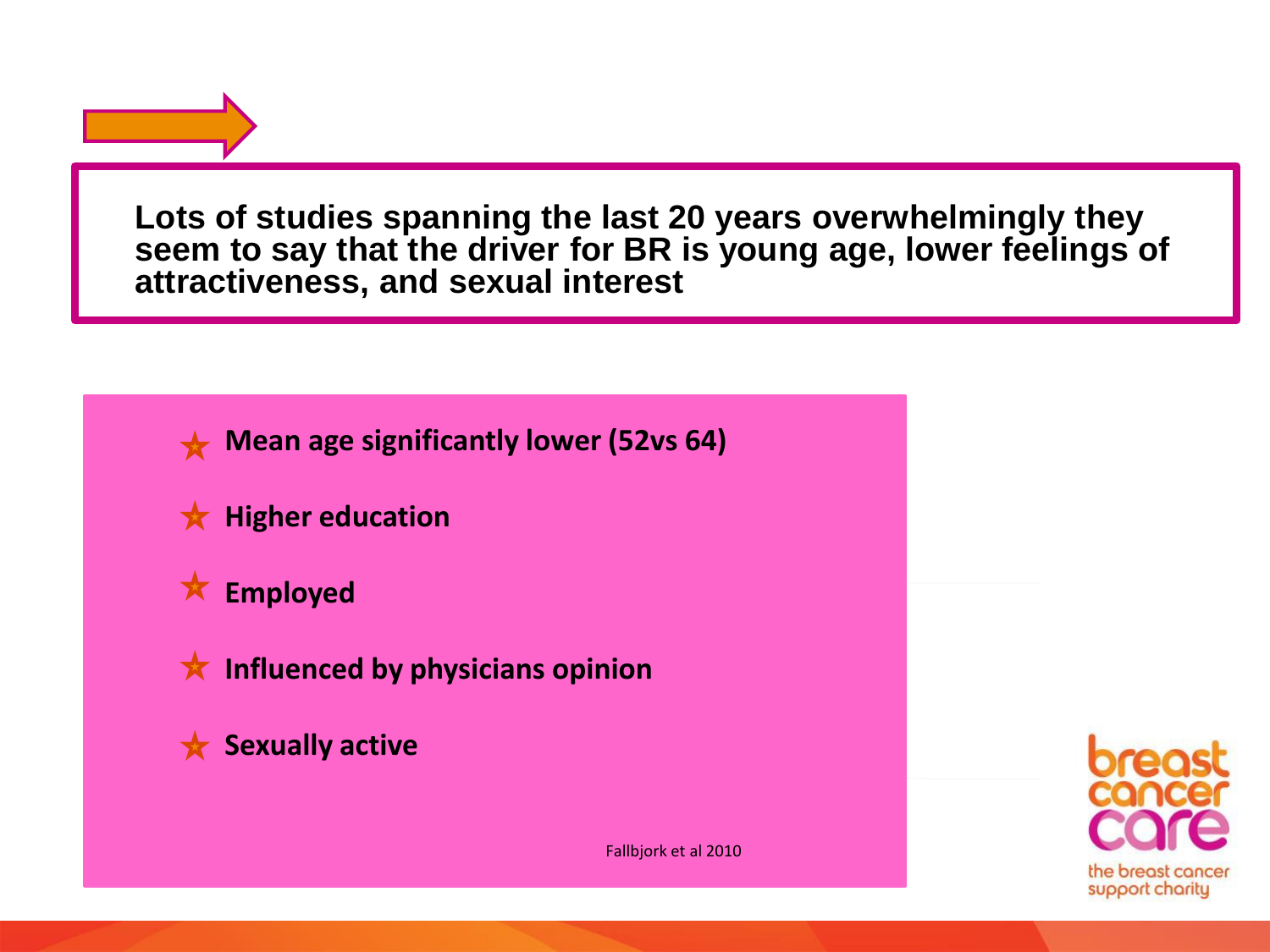**Lots of studies spanning the last 20 years overwhelmingly they seem to say that the driver for BR is young age, lower feelings of attractiveness, and sexual interest**

- **Mean age significantly lower (52vs 64)**
- **Higher education**
- **Employed**
- **Influenced by physicians opinion**
- **Sexually active**

Fallbjork et al 2010

breast cancer care

the breast cancer support charity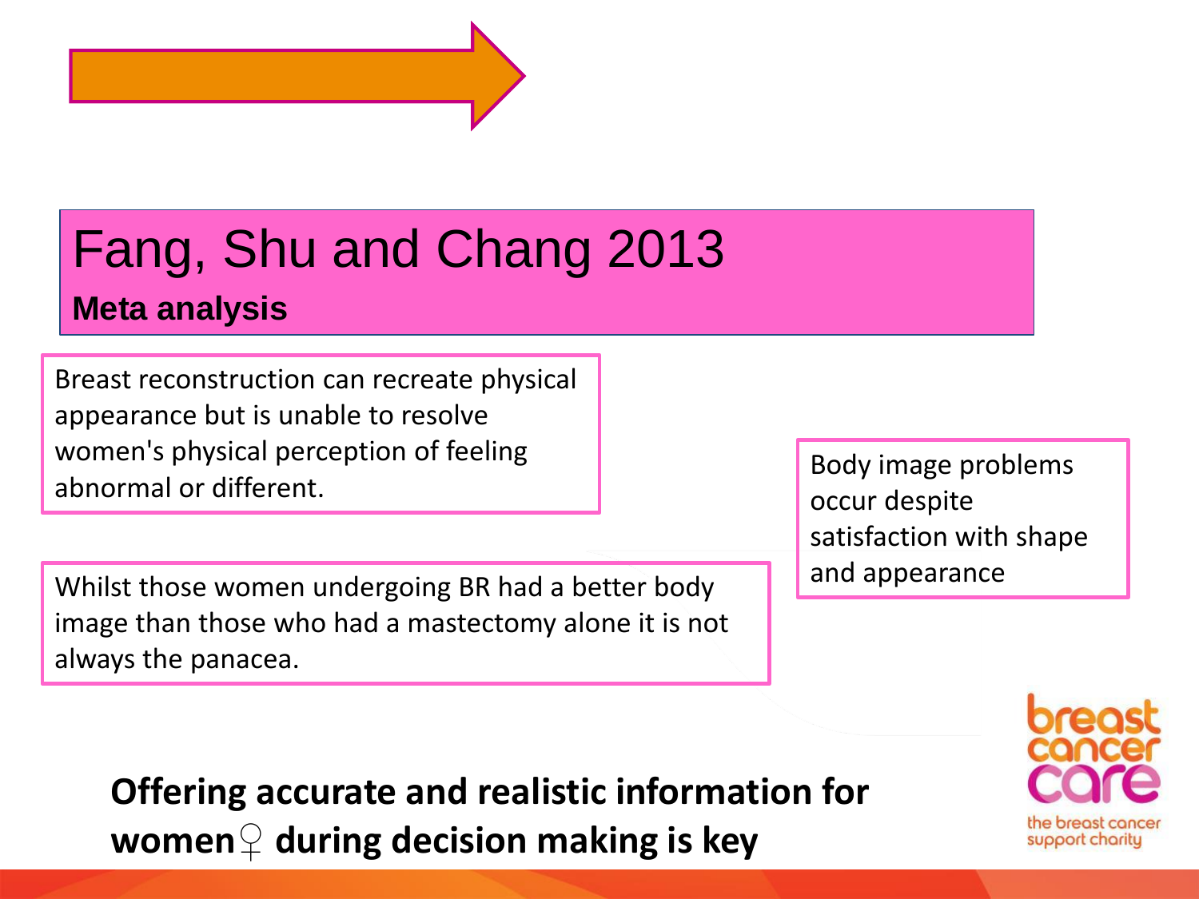# Fang, Shu and Chang 2013

## Meta analysis

Breast reconstruction can recreate physical appearance but is unable to resolve women's physical perception of feeling abnormal or different.

Body image problems occur despite satisfaction with shape and appearance

Whilst those women undergoing BR had a better body image than those who had a mastectomy alone it is not always the panacea.

**Offering accurate and realistic information for women♀ during decision making is key**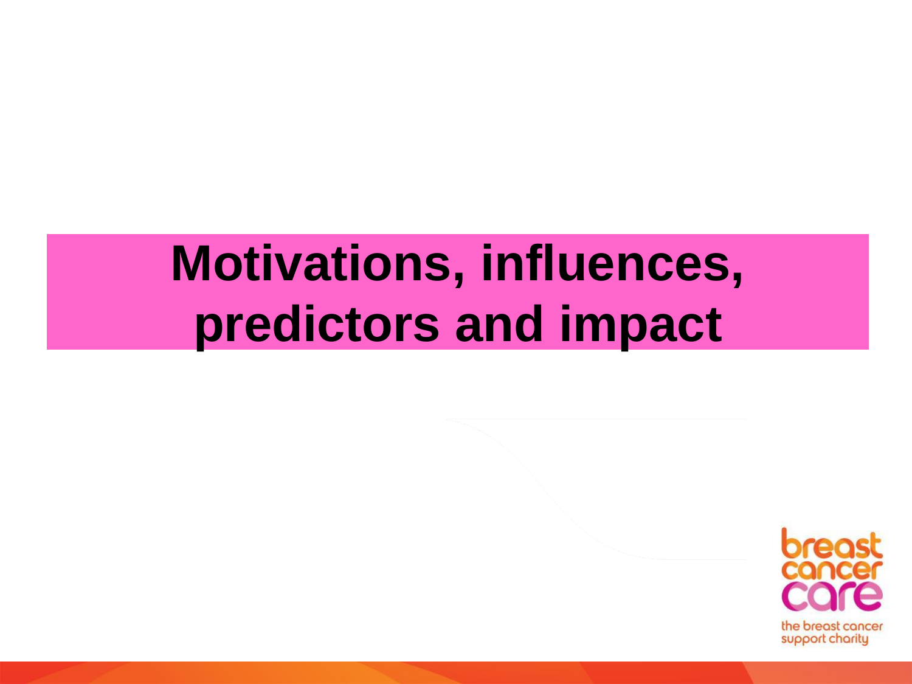# Motivations, influences, predictors and impact

breast cancer care

the breast cancer support charity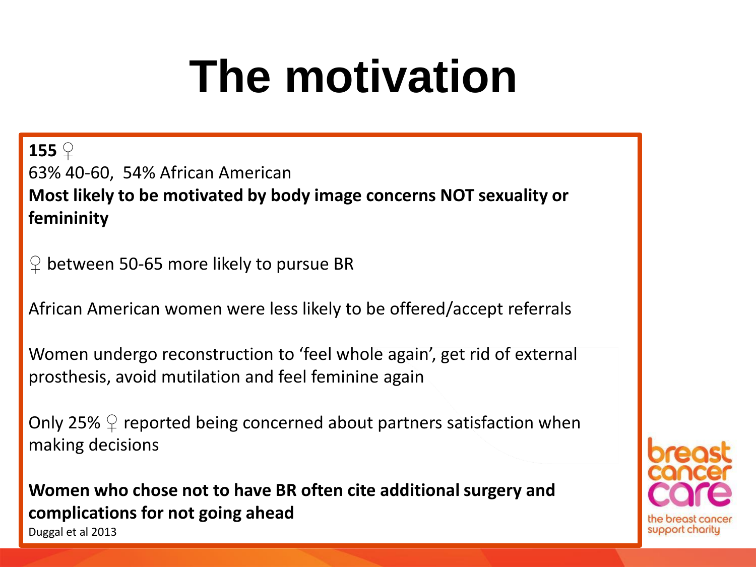# The motivation

**155 ♀**

63% 40-60, 54% African American

**Most likely to be motivated by body image concerns NOT sexuality or femininity**

♀ between 50-65 more likely to pursue BR

African American women were less likely to be offered/accept referrals

Women undergo reconstruction to 'feel whole again', get rid of external prosthesis, avoid mutilation and feel feminine again

Only 25% ♀ reported being concerned about partners satisfaction when making decisions

**Women who chose not to have BR often cite additional surgery and complications for not going ahead**

Duggal et al 2013

breast cancer care

the breast cancer support charity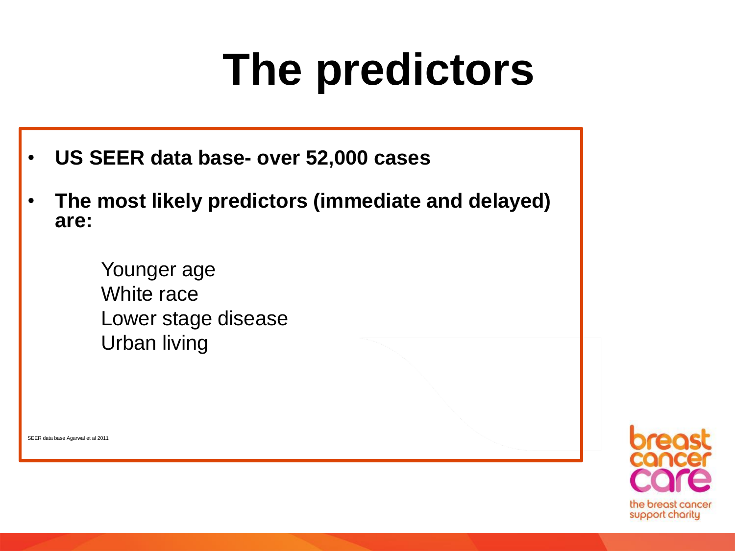# The predictors

- **US SEER data base- over 52,000 cases**
- **The most likely predictors (immediate and delayed) are:**

  Younger age
  White race
  Lower stage disease
  Urban living

SEER data base Agarwal et al 2011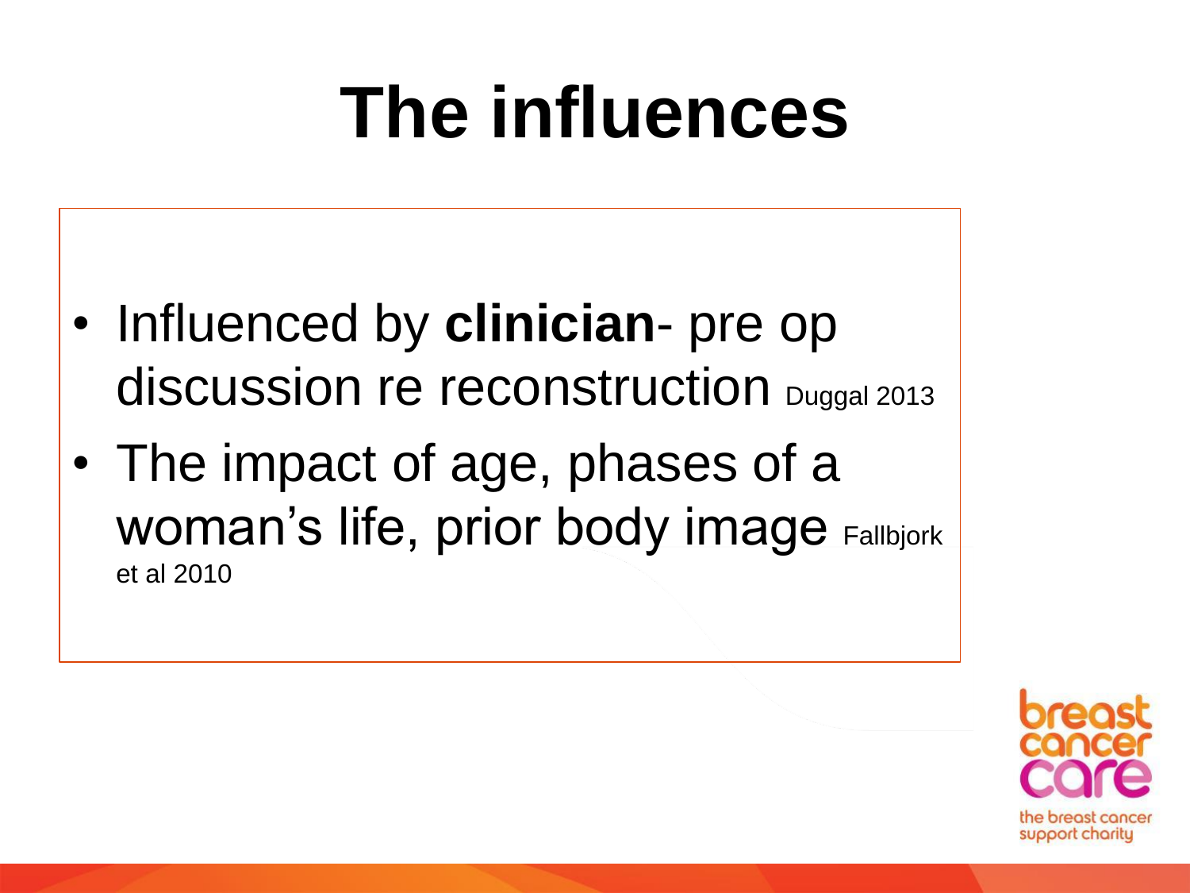# The influences

- Influenced by **clinician**- pre op discussion re reconstruction Duggal 2013
- The impact of age, phases of a woman's life, prior body image Fallbjork et al 2010

breast cancer care

the breast cancer support charity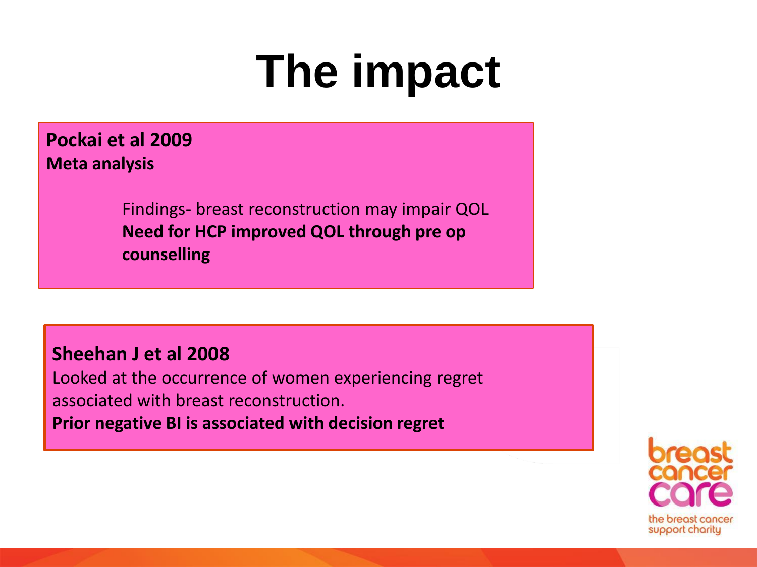# The impact

**Pockai et al 2009**
**Meta analysis**

Findings- breast reconstruction may impair QOL
**Need for HCP improved QOL through pre op counselling**

**Sheehan J et al 2008**
Looked at the occurrence of women experiencing regret associated with breast reconstruction.
**Prior negative BI is associated with decision regret**

breast cancer care
the breast cancer support charity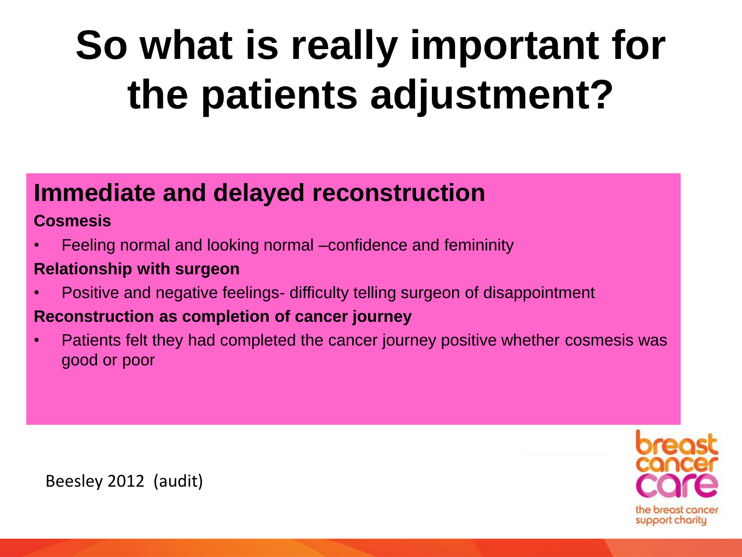# So what is really important for the patients adjustment?

## Immediate and delayed reconstruction

**Cosmesis**

- Feeling normal and looking normal –confidence and femininity

**Relationship with surgeon**

- Positive and negative feelings- difficulty telling surgeon of disappointment

**Reconstruction as completion of cancer journey**

- Patients felt they had completed the cancer journey positive whether cosmesis was good or poor

Beesley 2012 (audit)

breast cancer care

the breast cancer support charity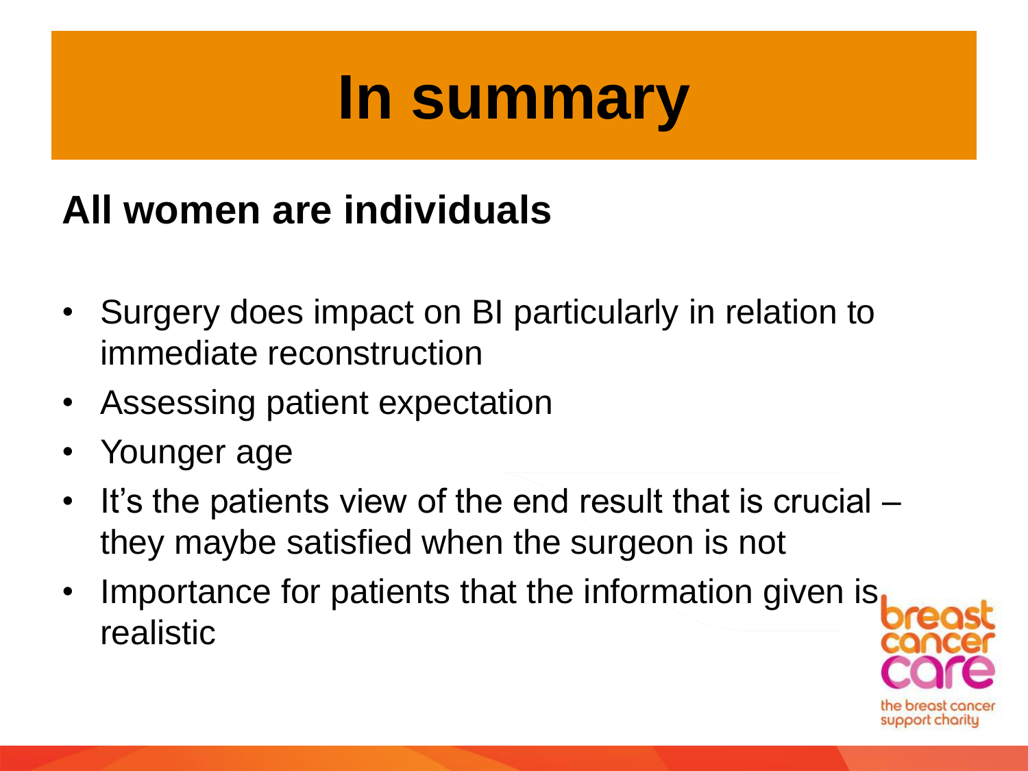# In summary

## All women are individuals

- Surgery does impact on BI particularly in relation to immediate reconstruction
- Assessing patient expectation
- Younger age
- It's the patients view of the end result that is crucial – they maybe satisfied when the surgeon is not
- Importance for patients that the information given is realistic

breast cancer care

the breast cancer support charity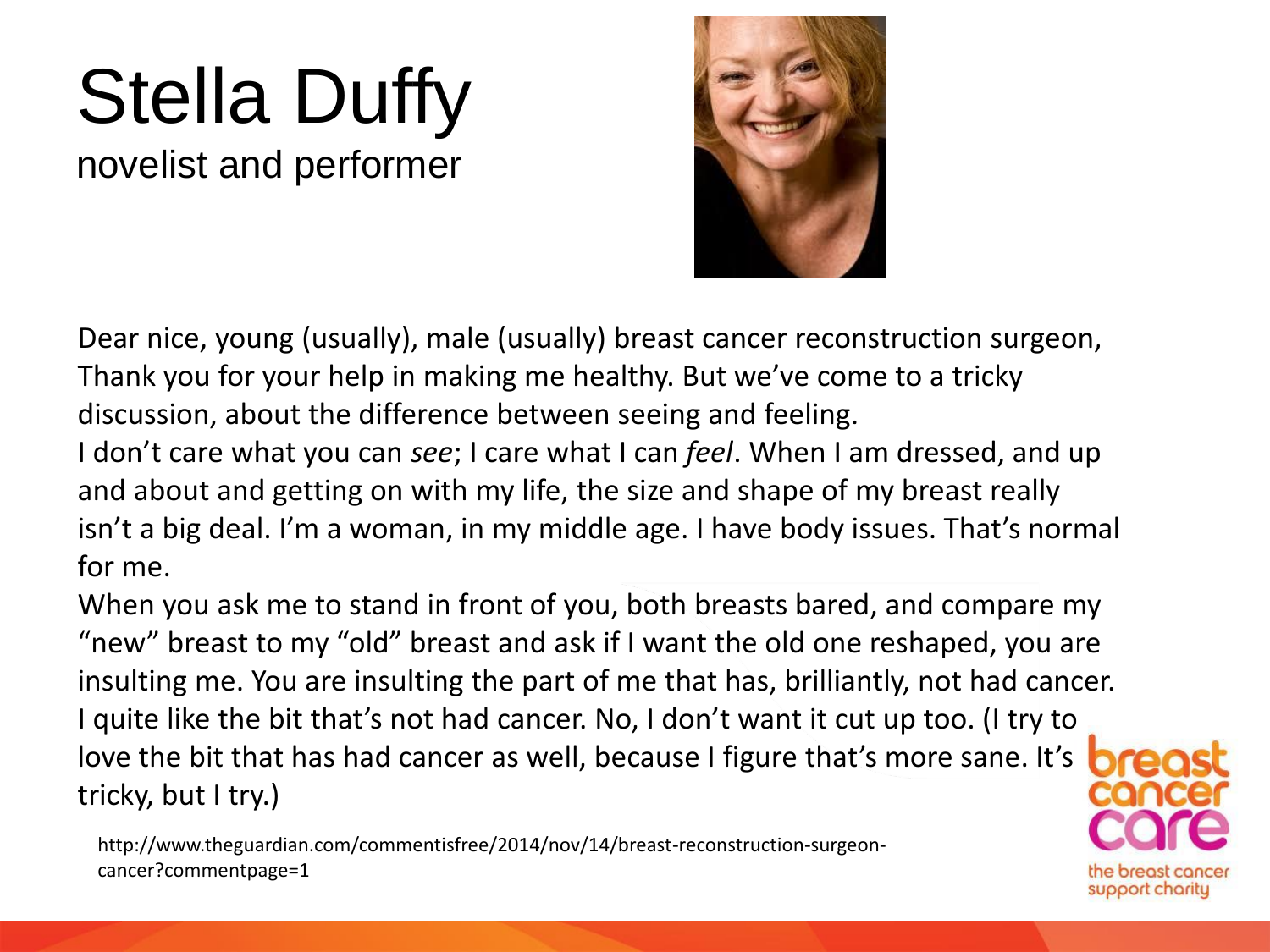# Stella Duffy

novelist and performer

Dear nice, young (usually), male (usually) breast cancer reconstruction surgeon,
Thank you for your help in making me healthy. But we've come to a tricky discussion, about the difference between seeing and feeling.
I don't care what you can *see*; I care what I can *feel*. When I am dressed, and up and about and getting on with my life, the size and shape of my breast really isn't a big deal. I'm a woman, in my middle age. I have body issues. That's normal for me.
When you ask me to stand in front of you, both breasts bared, and compare my "new" breast to my "old" breast and ask if I want the old one reshaped, you are insulting me. You are insulting the part of me that has, brilliantly, not had cancer. I quite like the bit that's not had cancer. No, I don't want it cut up too. (I try to love the bit that has had cancer as well, because I figure that's more sane. It's tricky, but I try.)

http://www.theguardian.com/commentisfree/2014/nov/14/breast-reconstruction-surgeon-cancer?commentpage=1

breast cancer care

the breast cancer support charity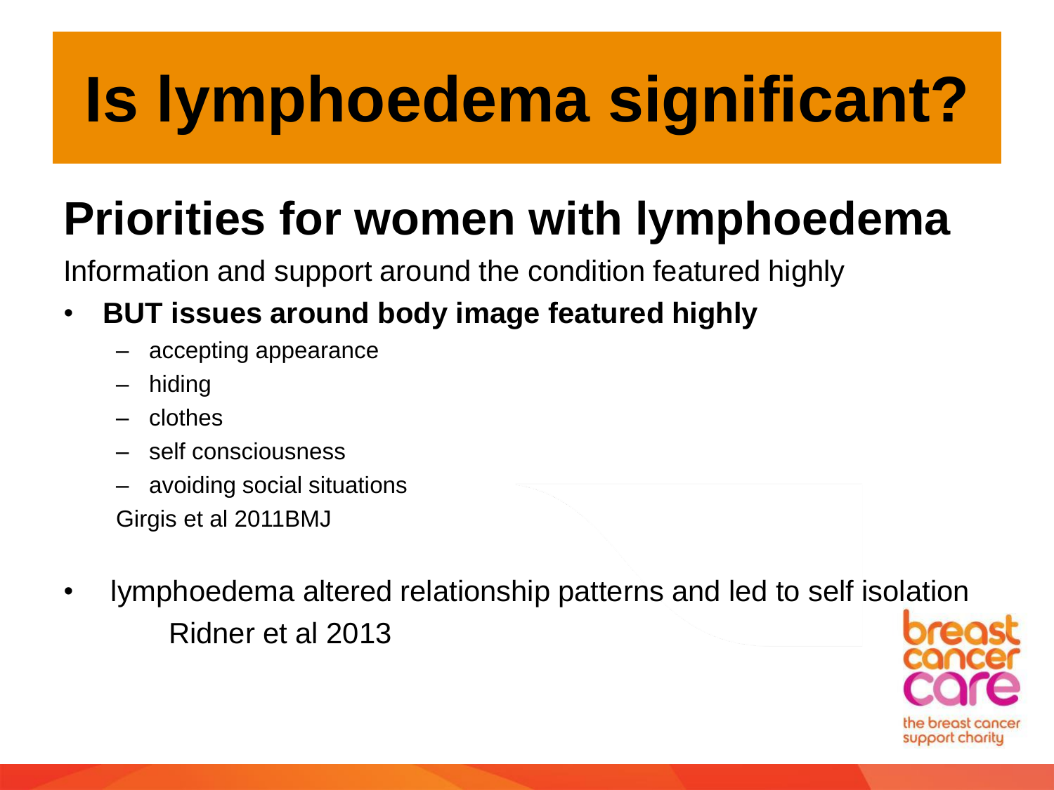# Is lymphoedema significant?

## Priorities for women with lymphoedema

Information and support around the condition featured highly

- **BUT issues around body image featured highly**
  - accepting appearance
  - hiding
  - clothes
  - self consciousness
  - avoiding social situations

  Girgis et al 2011BMJ

- lymphoedema altered relationship patterns and led to self isolation

  Ridner et al 2013

breast cancer care

the breast cancer support charity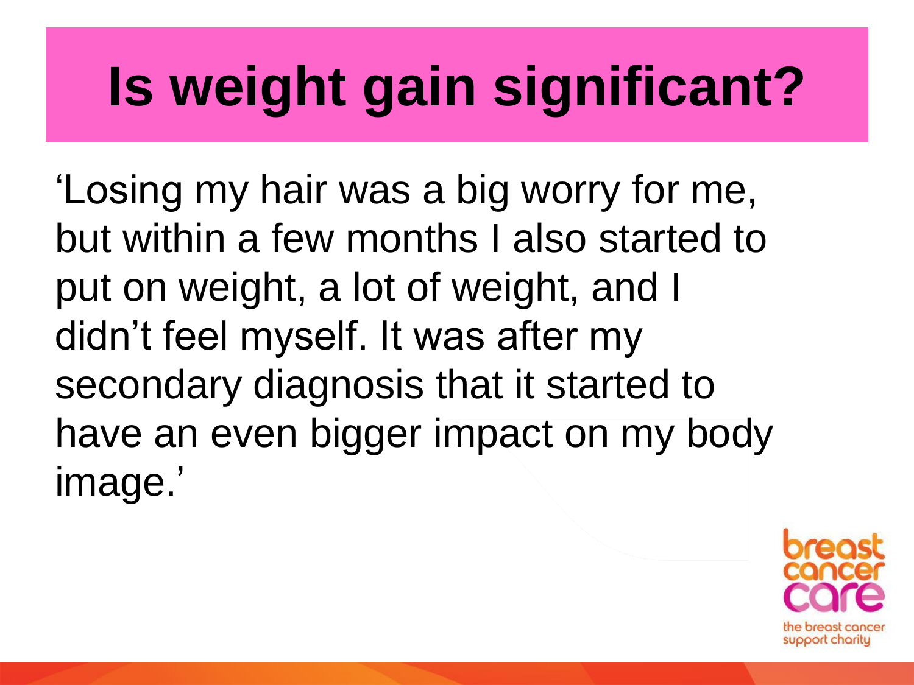# Is weight gain significant?

'Losing my hair was a big worry for me, but within a few months I also started to put on weight, a lot of weight, and I didn't feel myself. It was after my secondary diagnosis that it started to have an even bigger impact on my body image.'

breast cancer care

the breast cancer support charity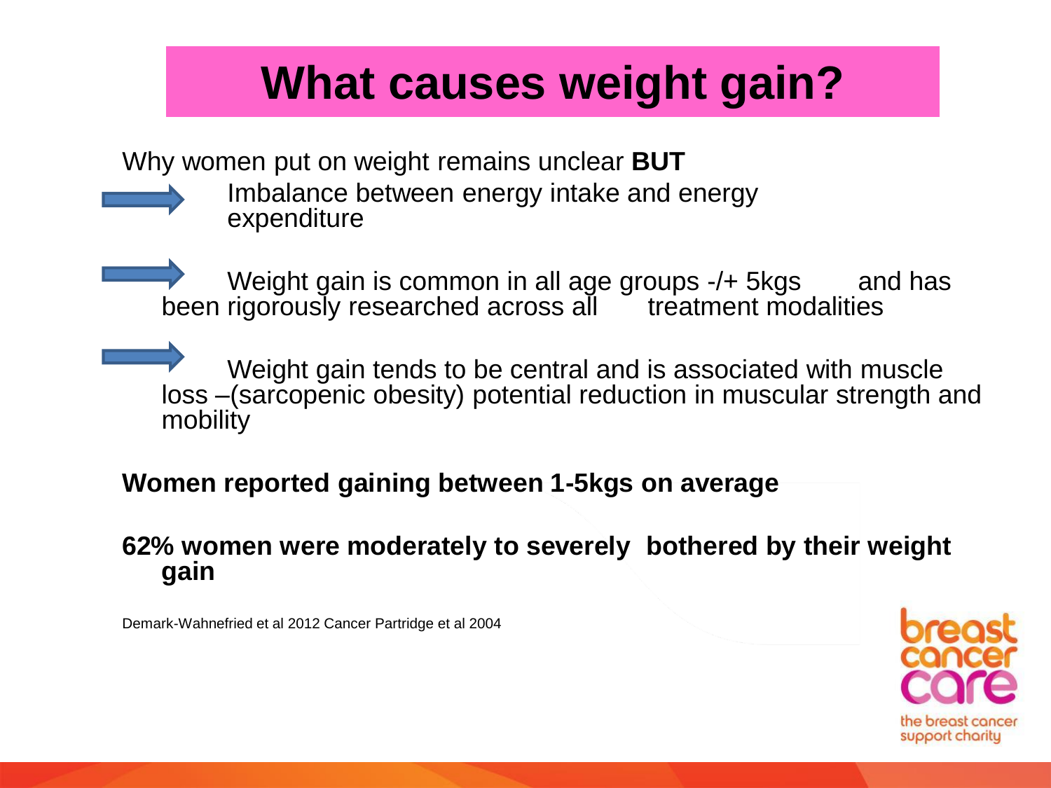# What causes weight gain?

Why women put on weight remains unclear **BUT**

- Imbalance between energy intake and energy expenditure
- Weight gain is common in all age groups -/+ 5kgs and has been rigorously researched across all treatment modalities
- Weight gain tends to be central and is associated with muscle loss –(sarcopenic obesity) potential reduction in muscular strength and mobility

**Women reported gaining between 1-5kgs on average**

**62% women were moderately to severely bothered by their weight gain**

Demark-Wahnefried et al 2012 Cancer Partridge et al 2004

breast cancer care

the breast cancer support charity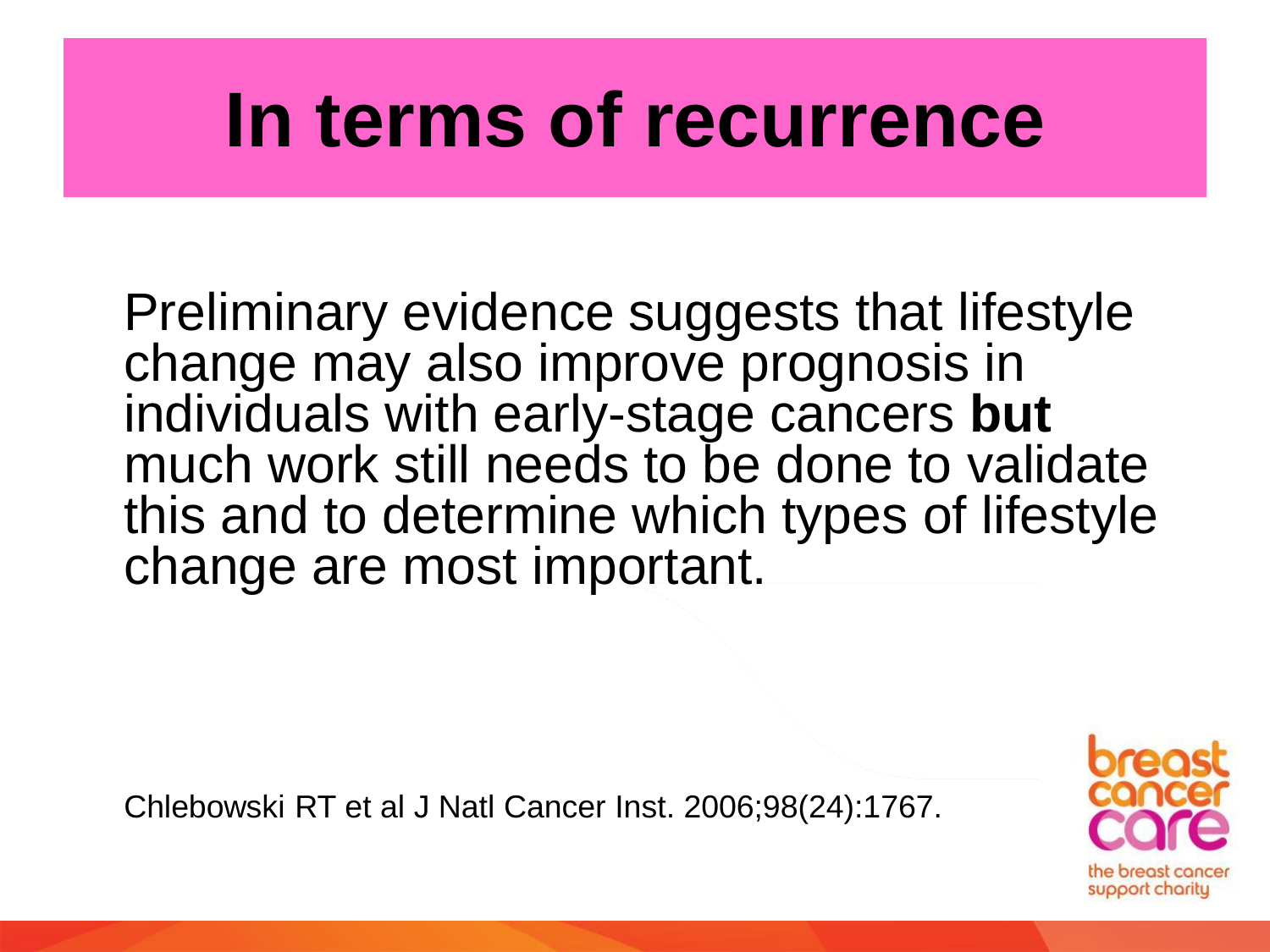# In terms of recurrence

Preliminary evidence suggests that lifestyle change may also improve prognosis in individuals with early-stage cancers **but** much work still needs to be done to validate this and to determine which types of lifestyle change are most important.

Chlebowski RT et al J Natl Cancer Inst. 2006;98(24):1767.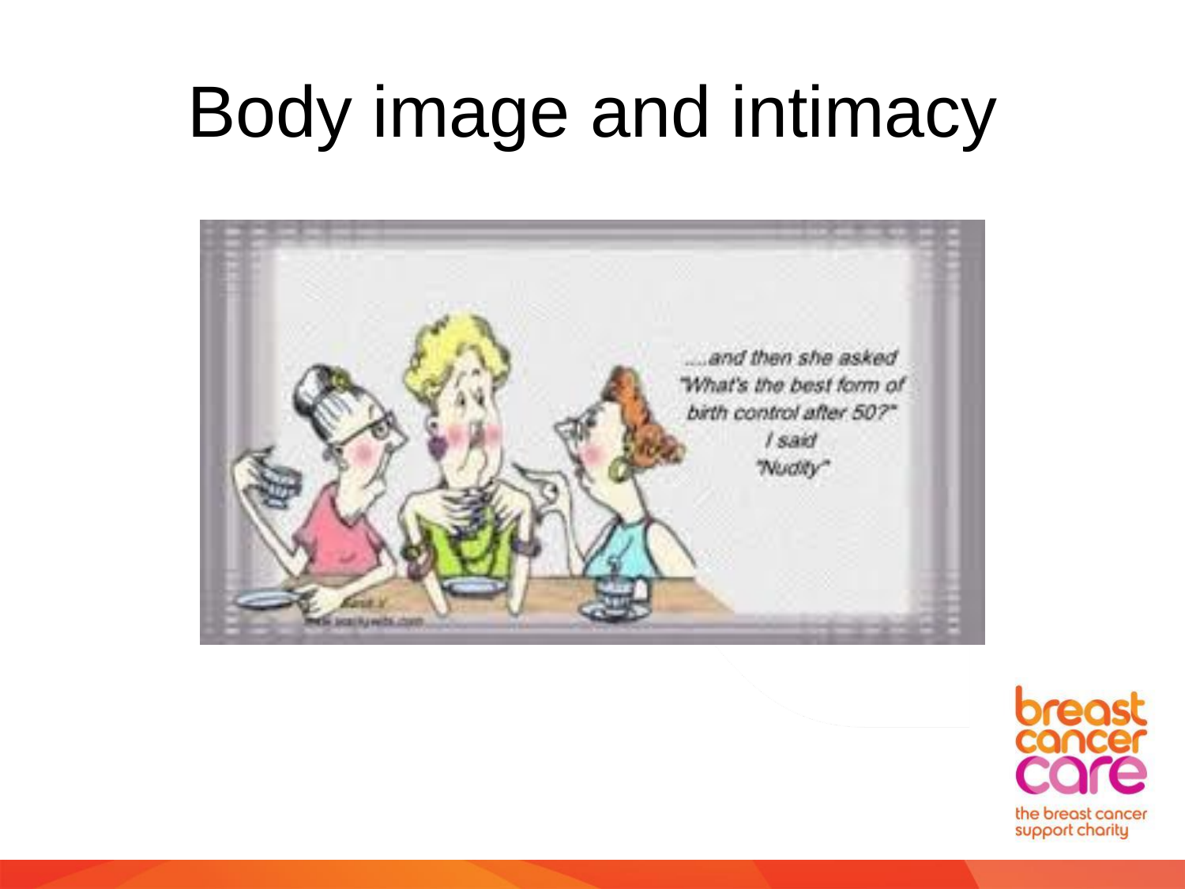# Body image and intimacy

....and then she asked "What's the best form of birth control after 50?" I said "Nudity"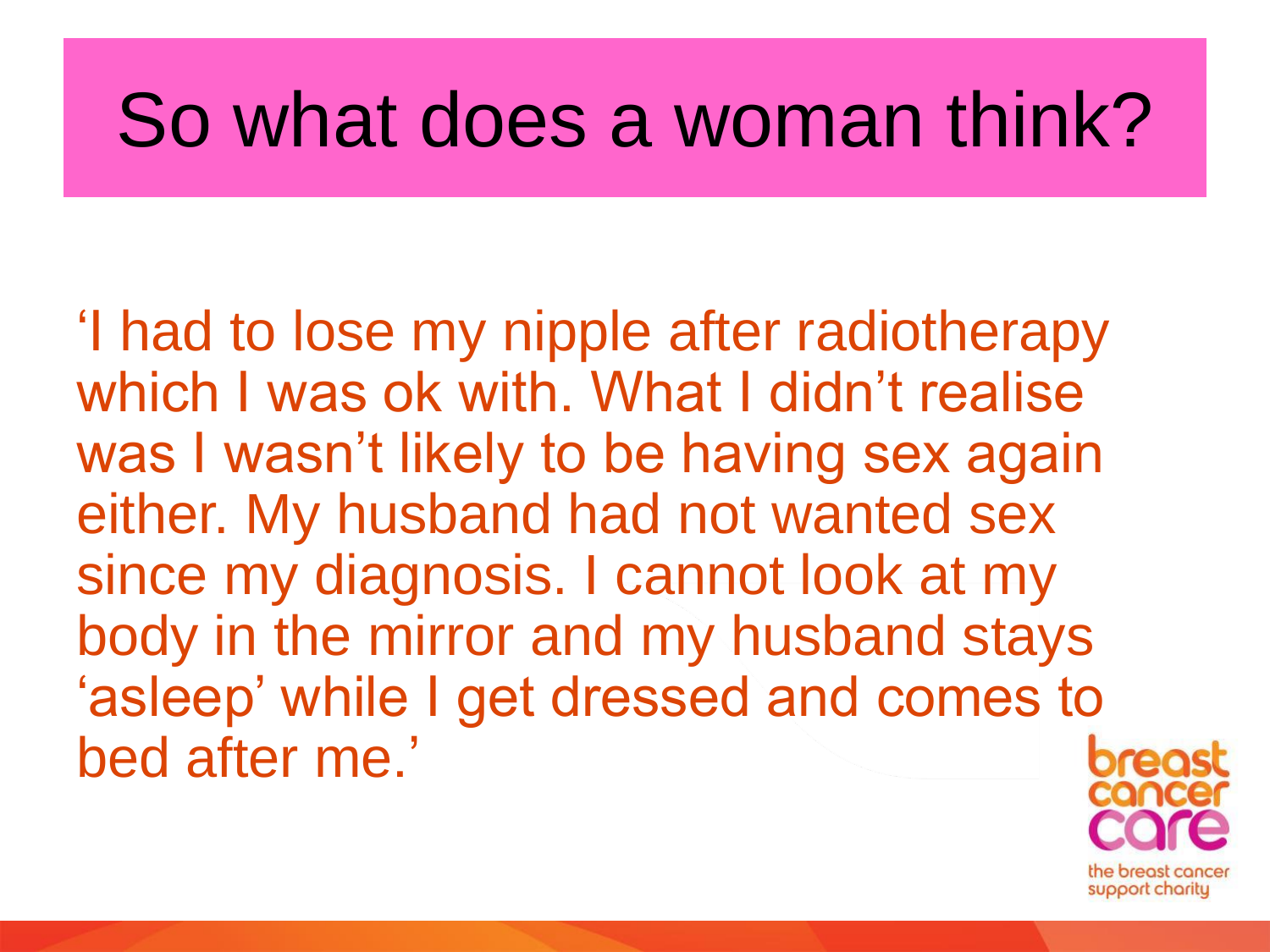# So what does a woman think?

'I had to lose my nipple after radiotherapy which I was ok with. What I didn't realise was I wasn't likely to be having sex again either. My husband had not wanted sex since my diagnosis. I cannot look at my body in the mirror and my husband stays 'asleep' while I get dressed and comes to bed after me.'

breast cancer care

the breast cancer support charity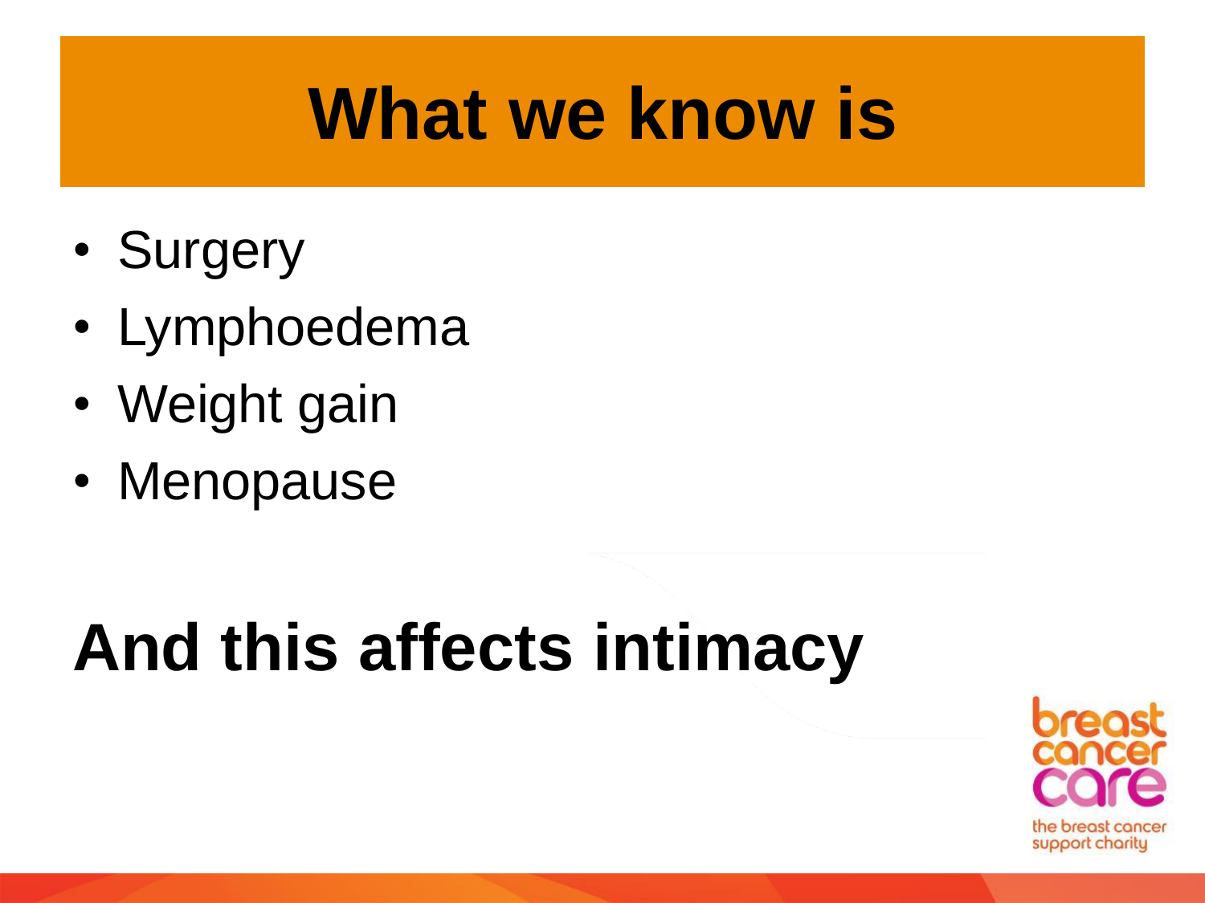# What we know is

- Surgery
- Lymphoedema
- Weight gain
- Menopause

## And this affects intimacy

breast cancer care

the breast cancer support charity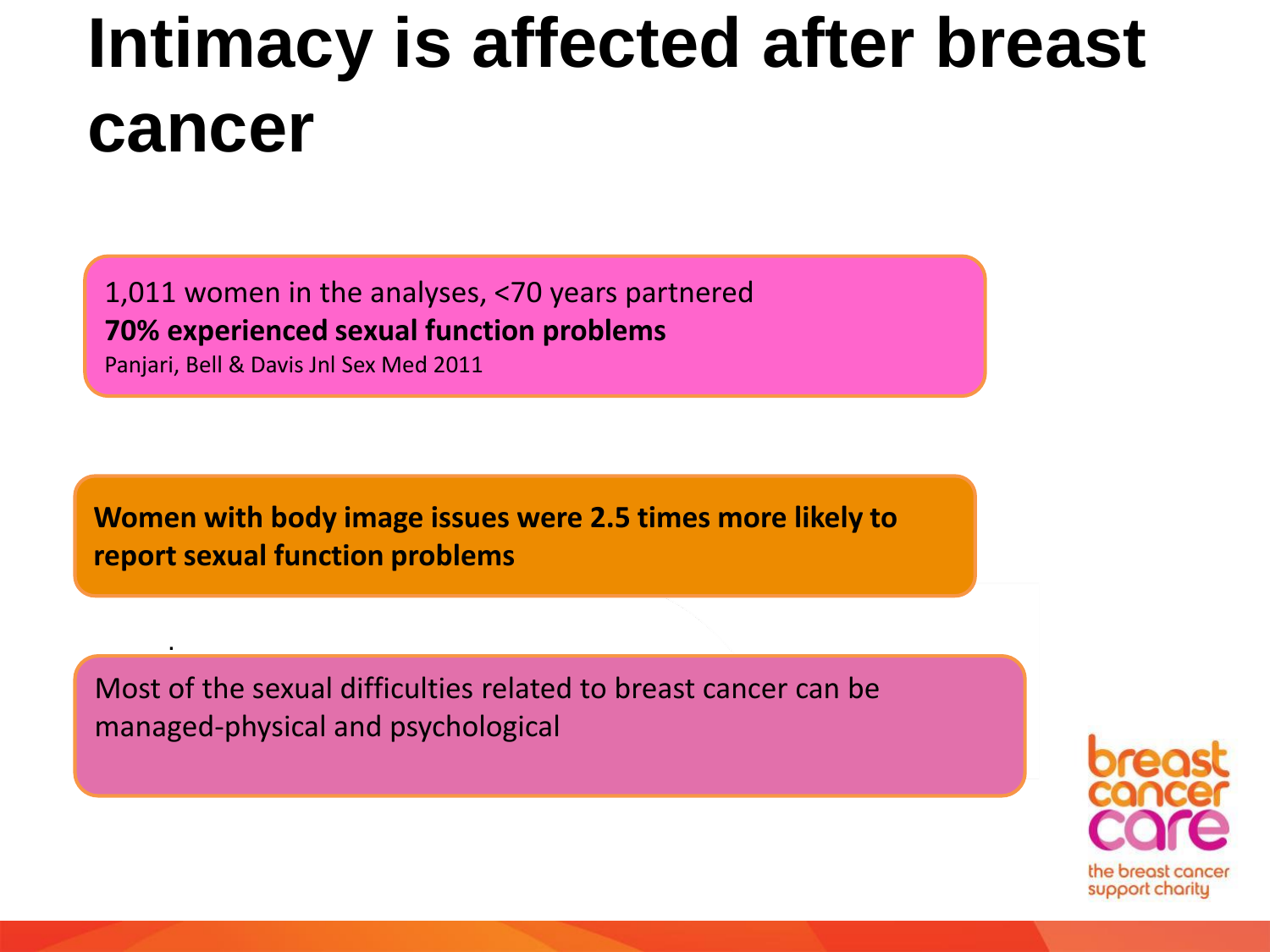# Intimacy is affected after breast cancer

1,011 women in the analyses, <70 years partnered
**70% experienced sexual function problems**
Panjari, Bell & Davis Jnl Sex Med 2011

**Women with body image issues were 2.5 times more likely to report sexual function problems**

Most of the sexual difficulties related to breast cancer can be managed-physical and psychological

breast cancer care
the breast cancer support charity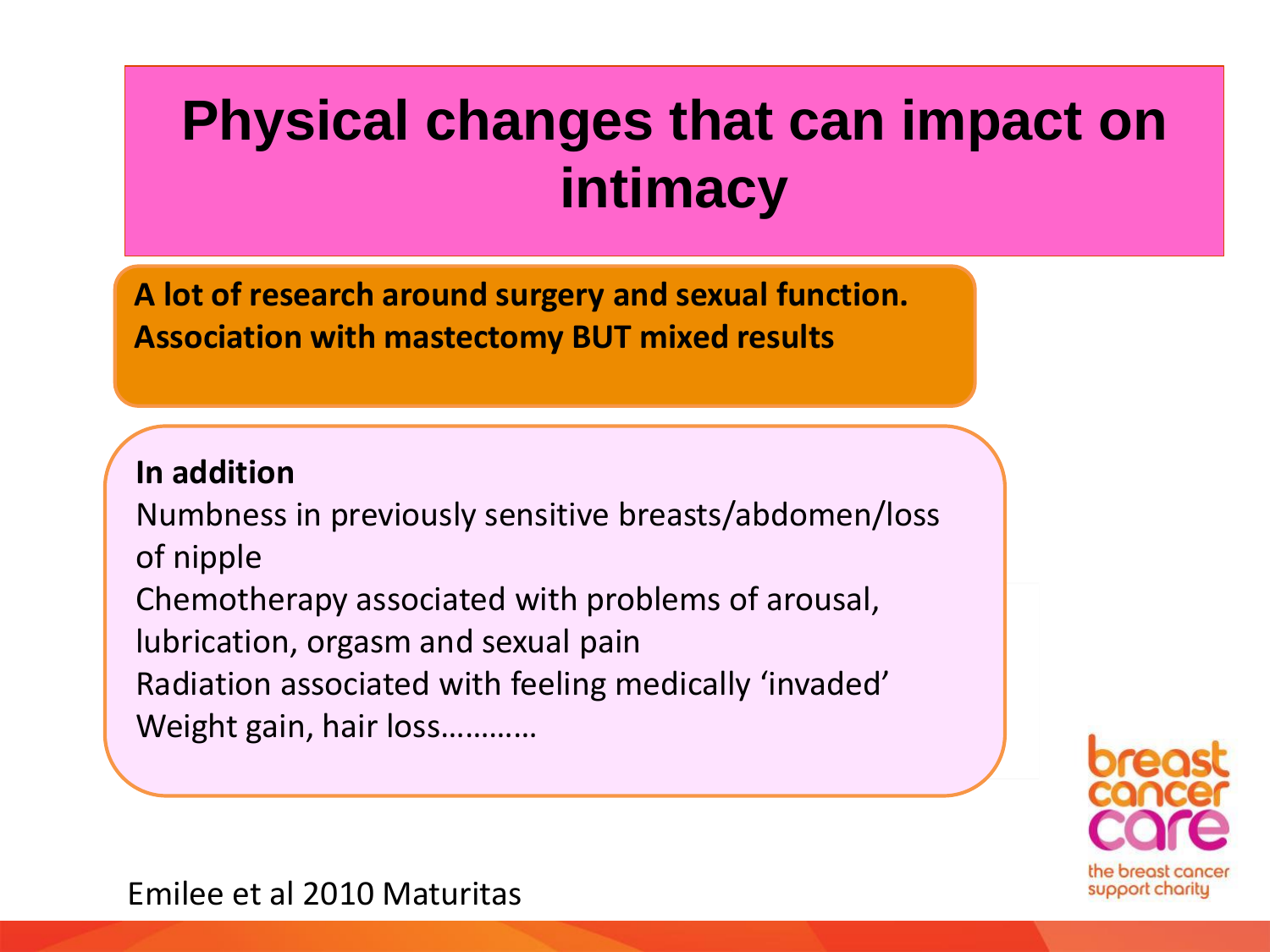# Physical changes that can impact on intimacy

**A lot of research around surgery and sexual function. Association with mastectomy BUT mixed results**

**In addition**

Numbness in previously sensitive breasts/abdomen/loss of nipple

Chemotherapy associated with problems of arousal, lubrication, orgasm and sexual pain

Radiation associated with feeling medically 'invaded'

Weight gain, hair loss…………

Emilee et al 2010 Maturitas

breast cancer care
the breast cancer support charity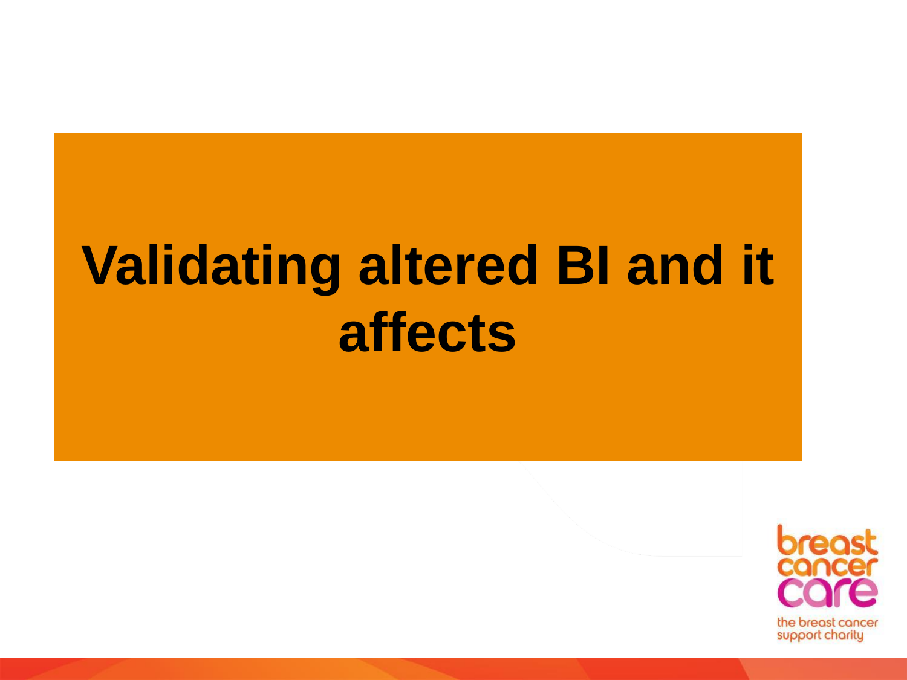# Validating altered BI and it affects

breast cancer care

the breast cancer support charity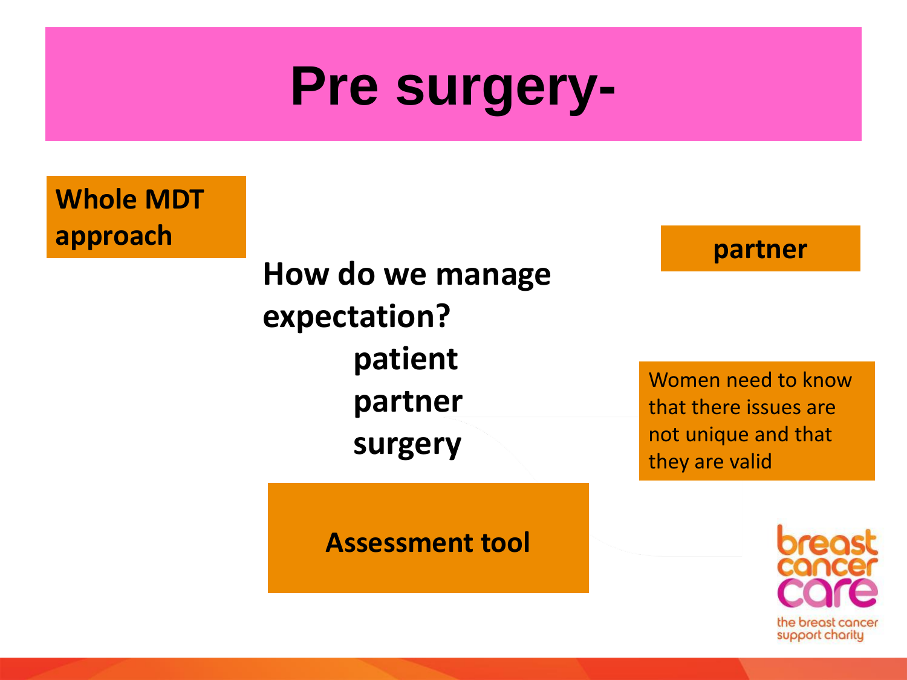# Pre surgery-

**Whole MDT approach**

**partner**

**How do we manage expectation?**

**patient**
**partner**
**surgery**

Women need to know that there issues are not unique and that they are valid

**Assessment tool**

breast cancer care
the breast cancer support charity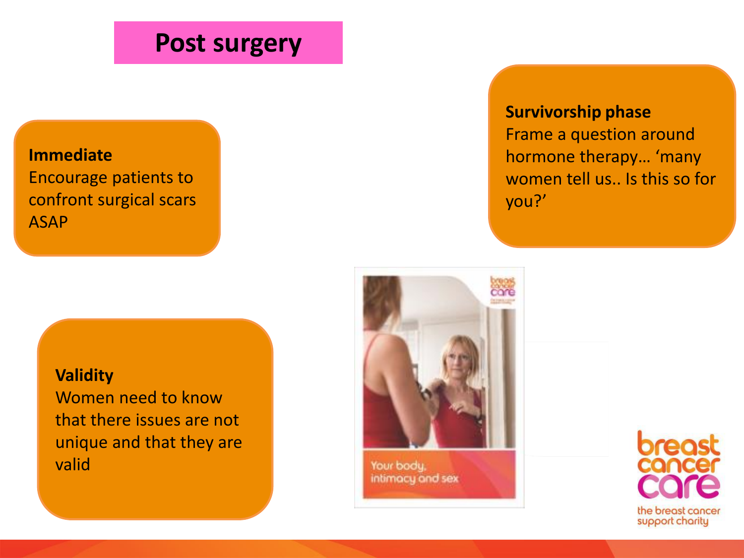# Post surgery

**Immediate**
Encourage patients to confront surgical scars ASAP

**Survivorship phase**
Frame a question around hormone therapy… 'many women tell us.. Is this so for you?'

**Validity**
Women need to know that there issues are not unique and that they are valid

Your body, intimacy and sex

breast cancer care
the breast cancer support charity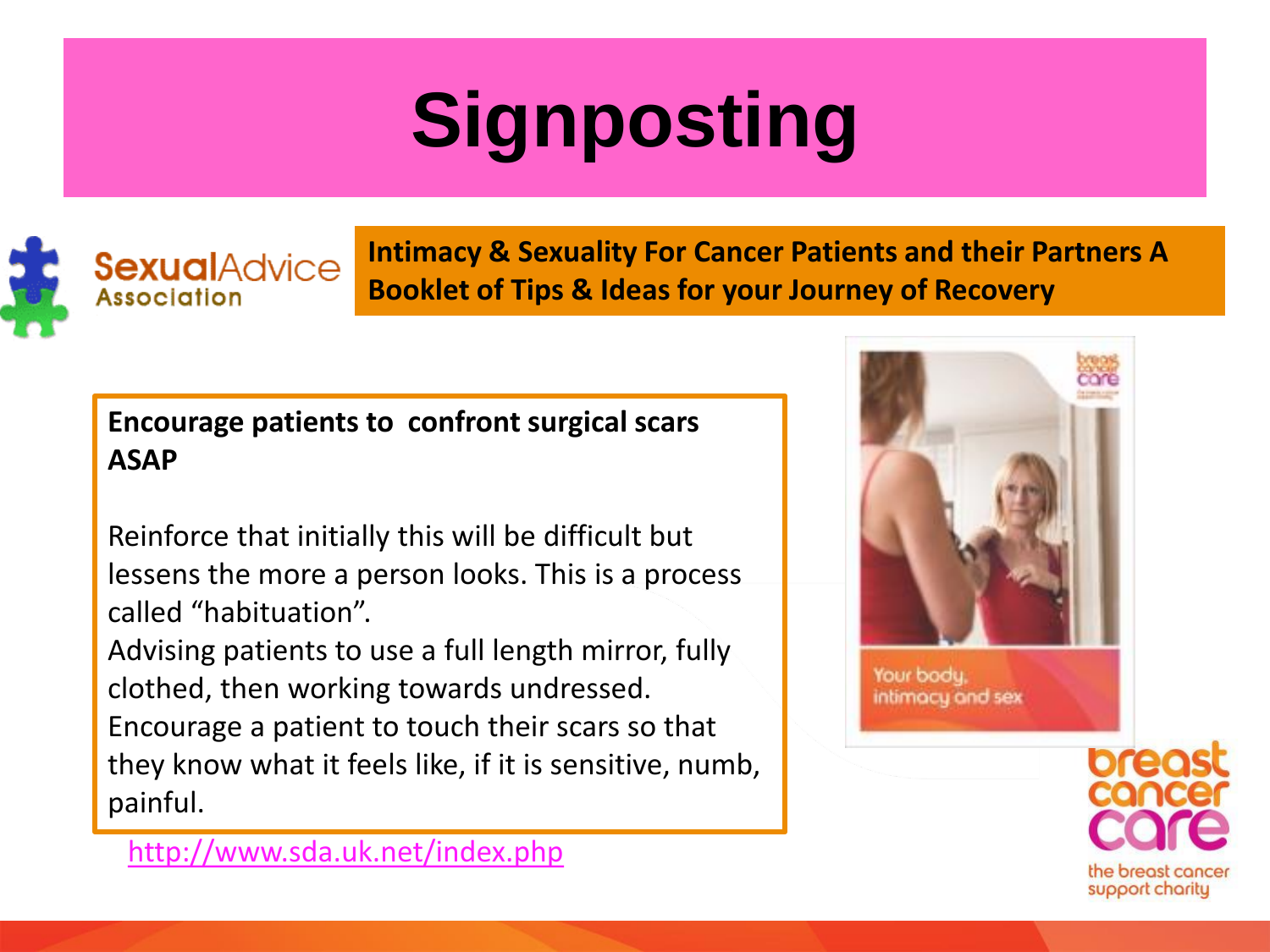# Signposting

SexualAdvice Association

**Intimacy & Sexuality For Cancer Patients and their Partners A Booklet of Tips & Ideas for your Journey of Recovery**

**Encourage patients to confront surgical scars ASAP**

Reinforce that initially this will be difficult but lessens the more a person looks. This is a process called "habituation".
Advising patients to use a full length mirror, fully clothed, then working towards undressed.
Encourage a patient to touch their scars so that they know what it feels like, if it is sensitive, numb, painful.

http://www.sda.uk.net/index.php

Your body, intimacy and sex

breast cancer care
the breast cancer support charity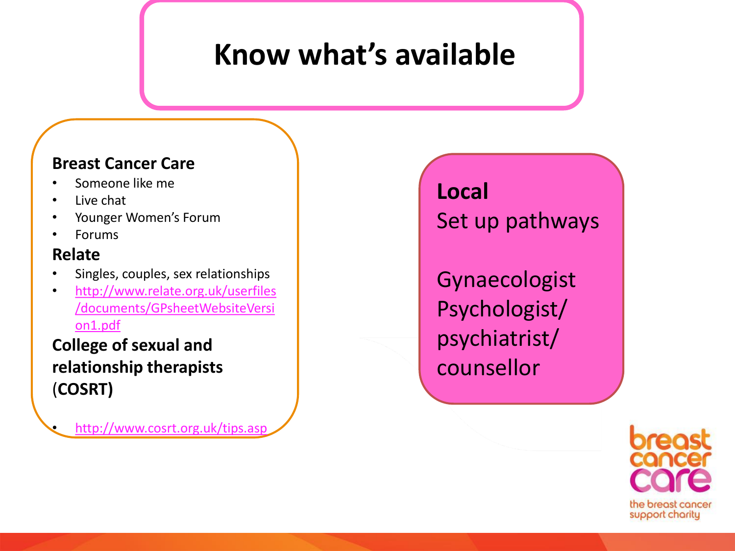# Know what's available

**Breast Cancer Care**

- Someone like me
- Live chat
- Younger Women's Forum
- Forums

**Relate**

- Singles, couples, sex relationships
- http://www.relate.org.uk/userfiles/documents/GPsheetWebsiteVersion1.pdf

**College of sexual and relationship therapists (COSRT)**

- http://www.cosrt.org.uk/tips.asp

**Local**

Set up pathways

Gynaecologist
Psychologist/
psychiatrist/
counsellor

breast cancer care
the breast cancer support charity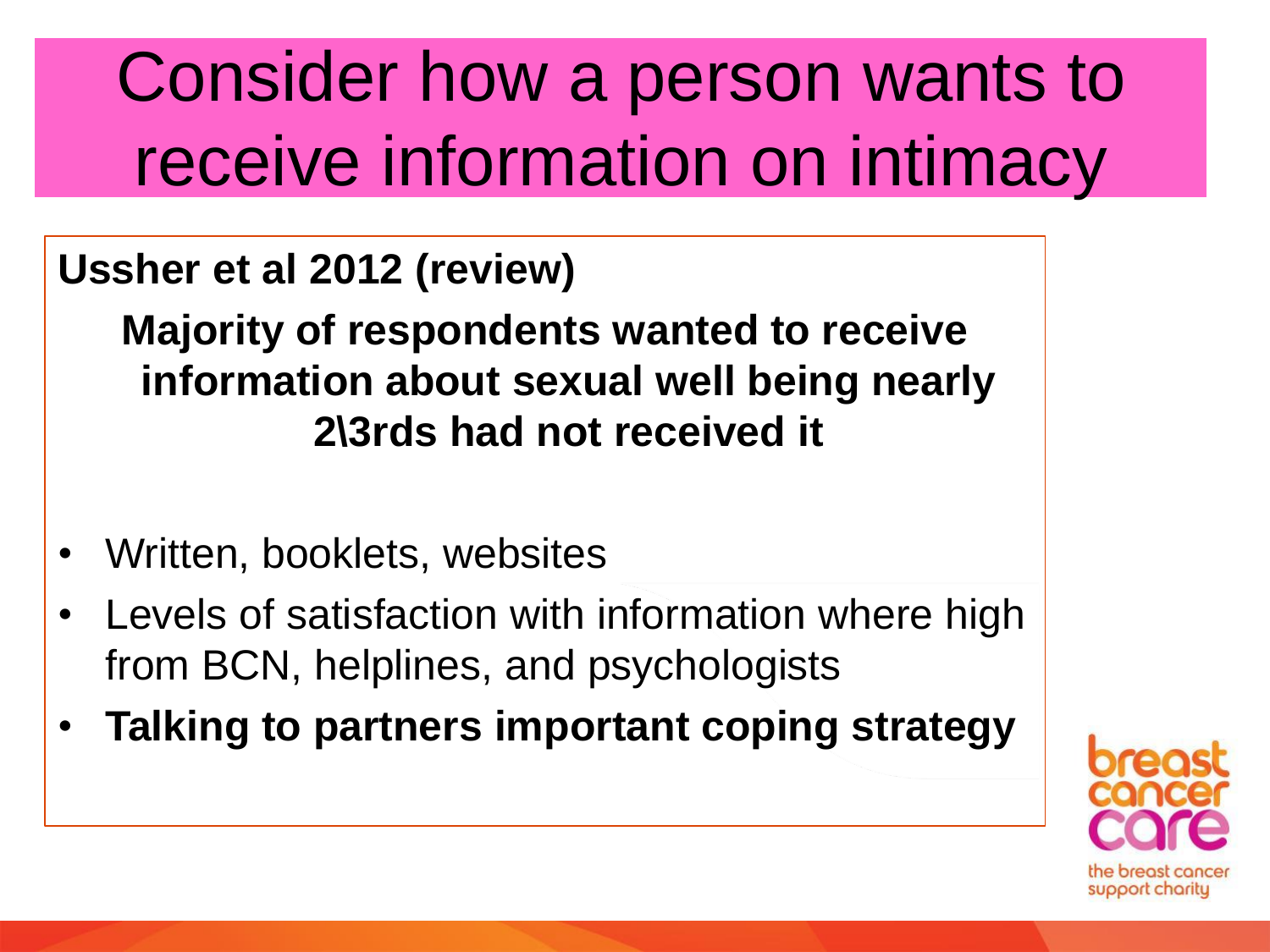# Consider how a person wants to receive information on intimacy

**Ussher et al 2012 (review)**

**Majority of respondents wanted to receive information about sexual well being nearly 2\3rds had not received it**

- Written, booklets, websites
- Levels of satisfaction with information where high from BCN, helplines, and psychologists
- **Talking to partners important coping strategy**

breast cancer care
the breast cancer support charity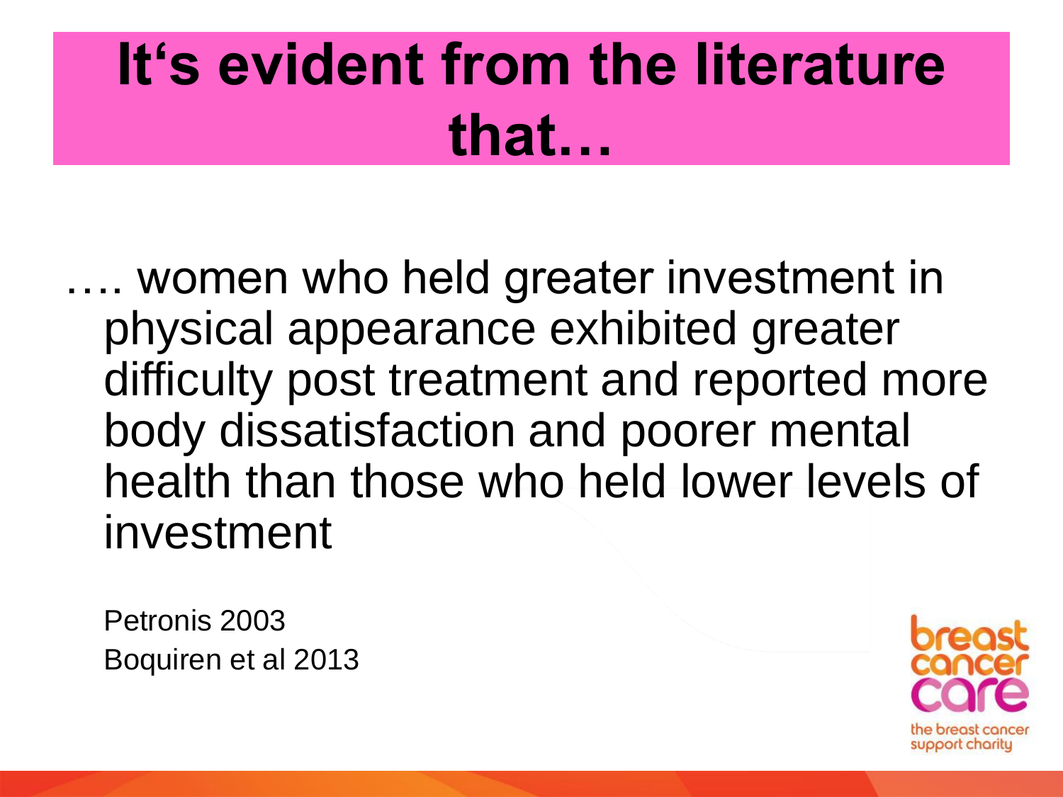# It's evident from the literature that…

…. women who held greater investment in physical appearance exhibited greater difficulty post treatment and reported more body dissatisfaction and poorer mental health than those who held lower levels of investment

Petronis 2003
Boquiren et al 2013

breast cancer care
the breast cancer support charity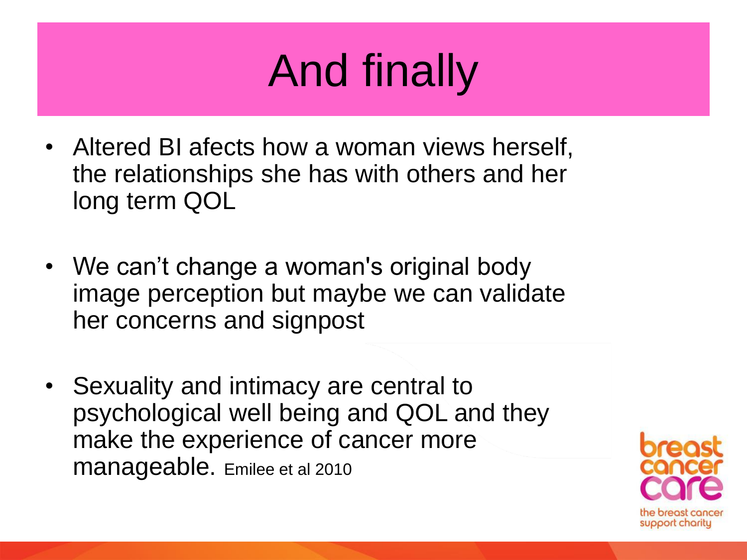# And finally

- Altered BI afects how a woman views herself, the relationships she has with others and her long term QOL

- We can't change a woman's original body image perception but maybe we can validate her concerns and signpost

- Sexuality and intimacy are central to psychological well being and QOL and they make the experience of cancer more manageable. Emilee et al 2010

breast cancer care

the breast cancer support charity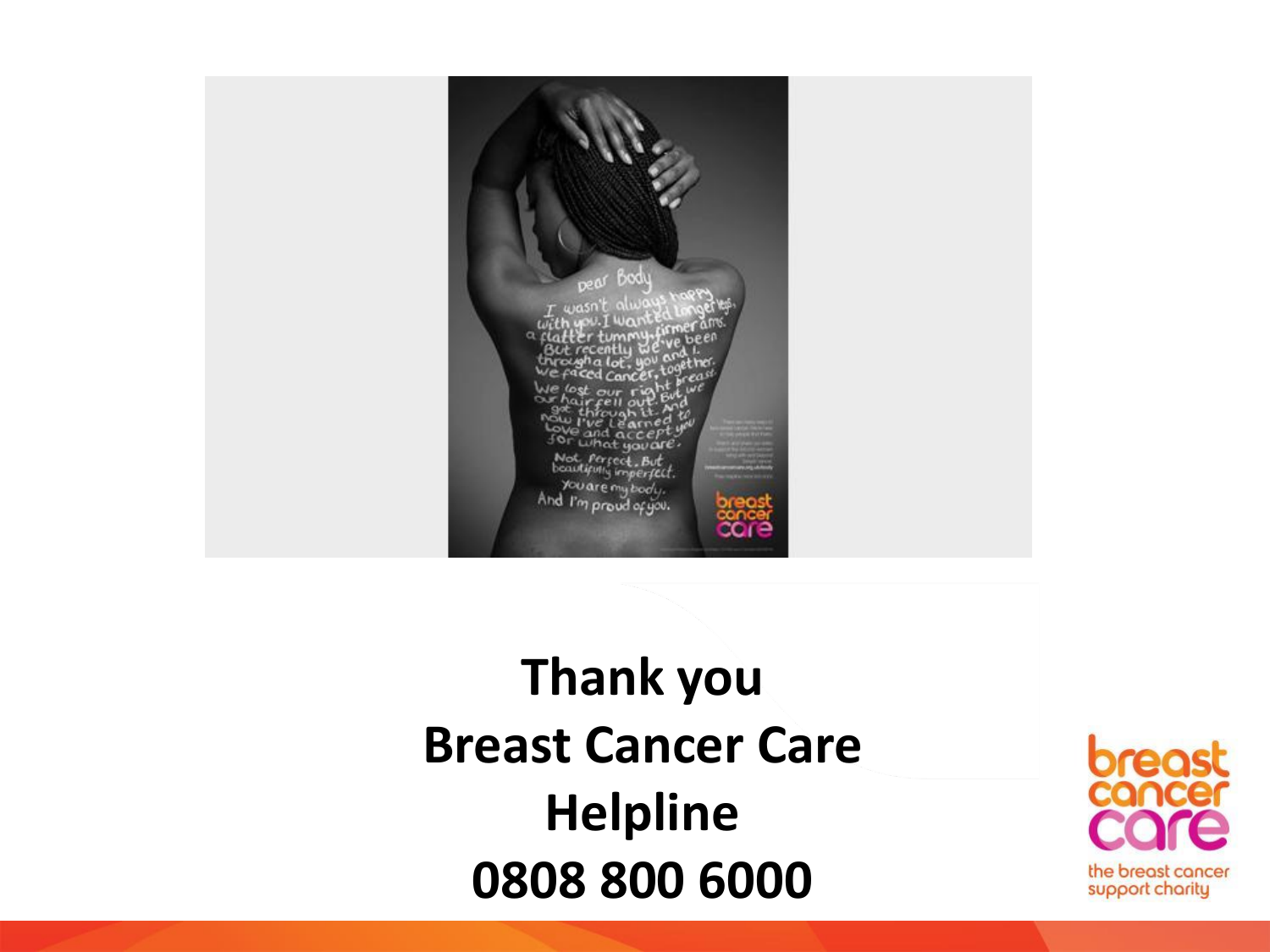**Thank you**

**Breast Cancer Care**

**Helpline**

**0808 800 6000**